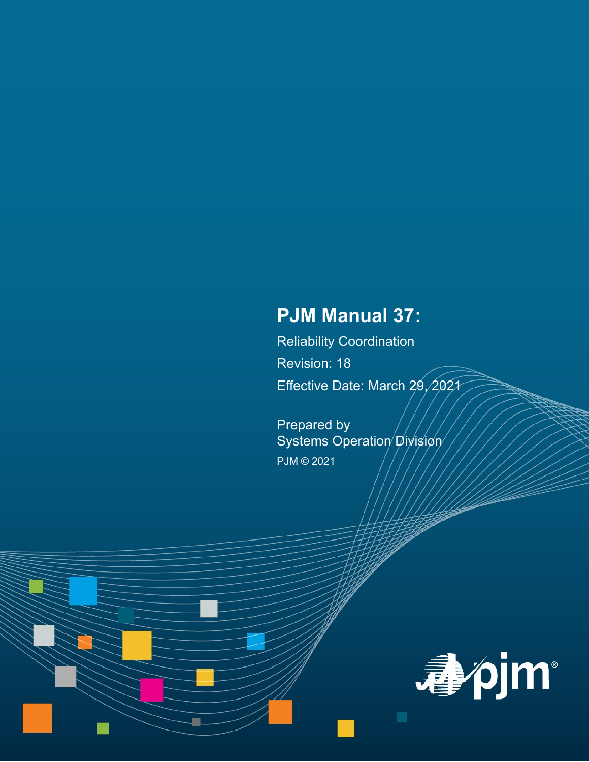# PJM Manual 37:

Reliability Coordination

Revision: 18

Effective Date: March 29, 2021

Prepared by
Systems Operation Division

PJM © 2021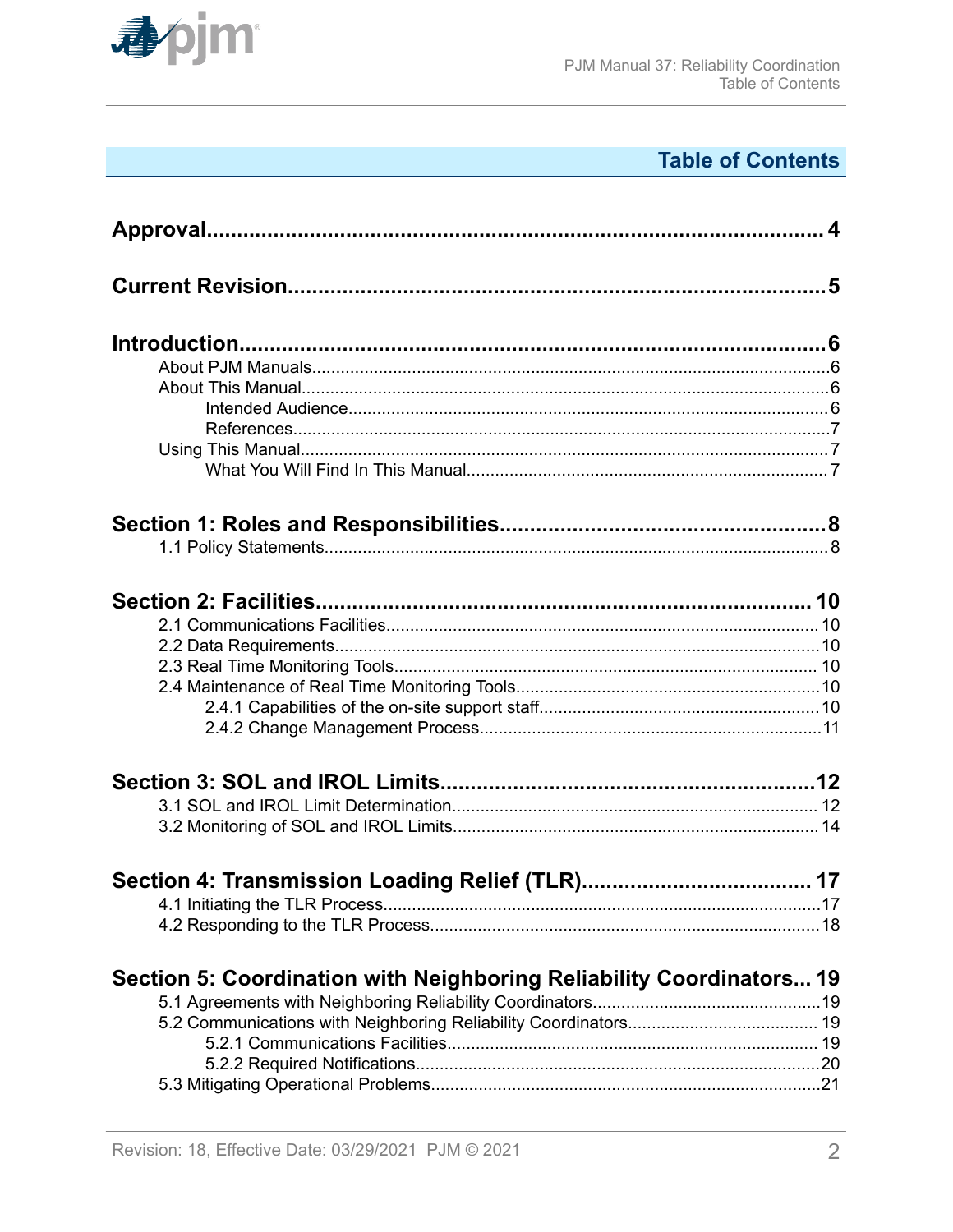# Table of Contents

**Approval....................................................................................4**

**Current Revision.........................................................................5**

**Introduction..................................................................................6**

- About PJM Manuals....................................................................6
- About This Manual.......................................................................6
  - Intended Audience..................................................................6
  - References..............................................................................7
- Using This Manual........................................................................7
  - What You Will Find In This Manual.........................................7

**Section 1: Roles and Responsibilities.......................................8**

- 1.1 Policy Statements...................................................................8

**Section 2: Facilities.....................................................................10**

- 2.1 Communications Facilities.....................................................10
- 2.2 Data Requirements.................................................................10
- 2.3 Real Time Monitoring Tools....................................................10
- 2.4 Maintenance of Real Time Monitoring Tools...........................10
  - 2.4.1 Capabilities of the on-site support staff............................10
  - 2.4.2 Change Management Process...........................................11

**Section 3: SOL and IROL Limits................................................12**

- 3.1 SOL and IROL Limit Determination........................................12
- 3.2 Monitoring of SOL and IROL Limits........................................14

**Section 4: Transmission Loading Relief (TLR).........................17**

- 4.1 Initiating the TLR Process......................................................17
- 4.2 Responding to the TLR Process.............................................18

**Section 5: Coordination with Neighboring Reliability Coordinators... 19**

- 5.1 Agreements with Neighboring Reliability Coordinators............19
- 5.2 Communications with Neighboring Reliability Coordinators.....19
  - 5.2.1 Communications Facilities.................................................19
  - 5.2.2 Required Notifications.......................................................20
- 5.3 Mitigating Operational Problems.............................................21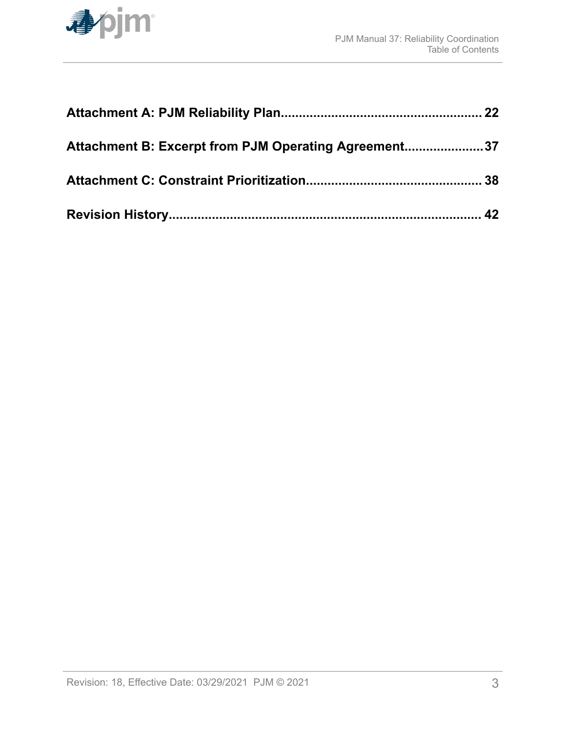**Attachment A: PJM Reliability Plan........................................................ 22**

**Attachment B: Excerpt from PJM Operating Agreement......................37**

**Attachment C: Constraint Prioritization................................................ 38**

**Revision History........................................................................................ 42**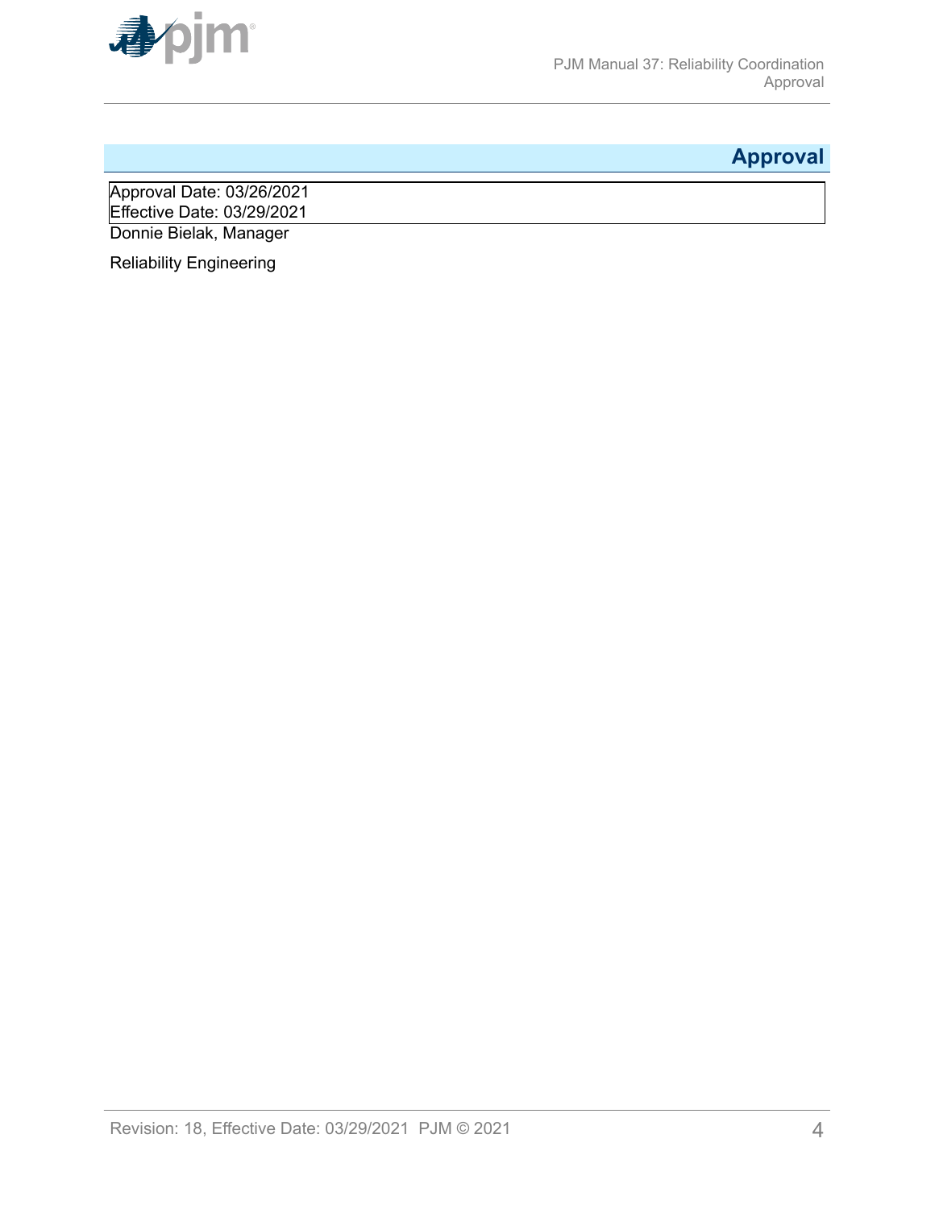# Approval

Approval Date: 03/26/2021
Effective Date: 03/29/2021

Donnie Bielak, Manager

Reliability Engineering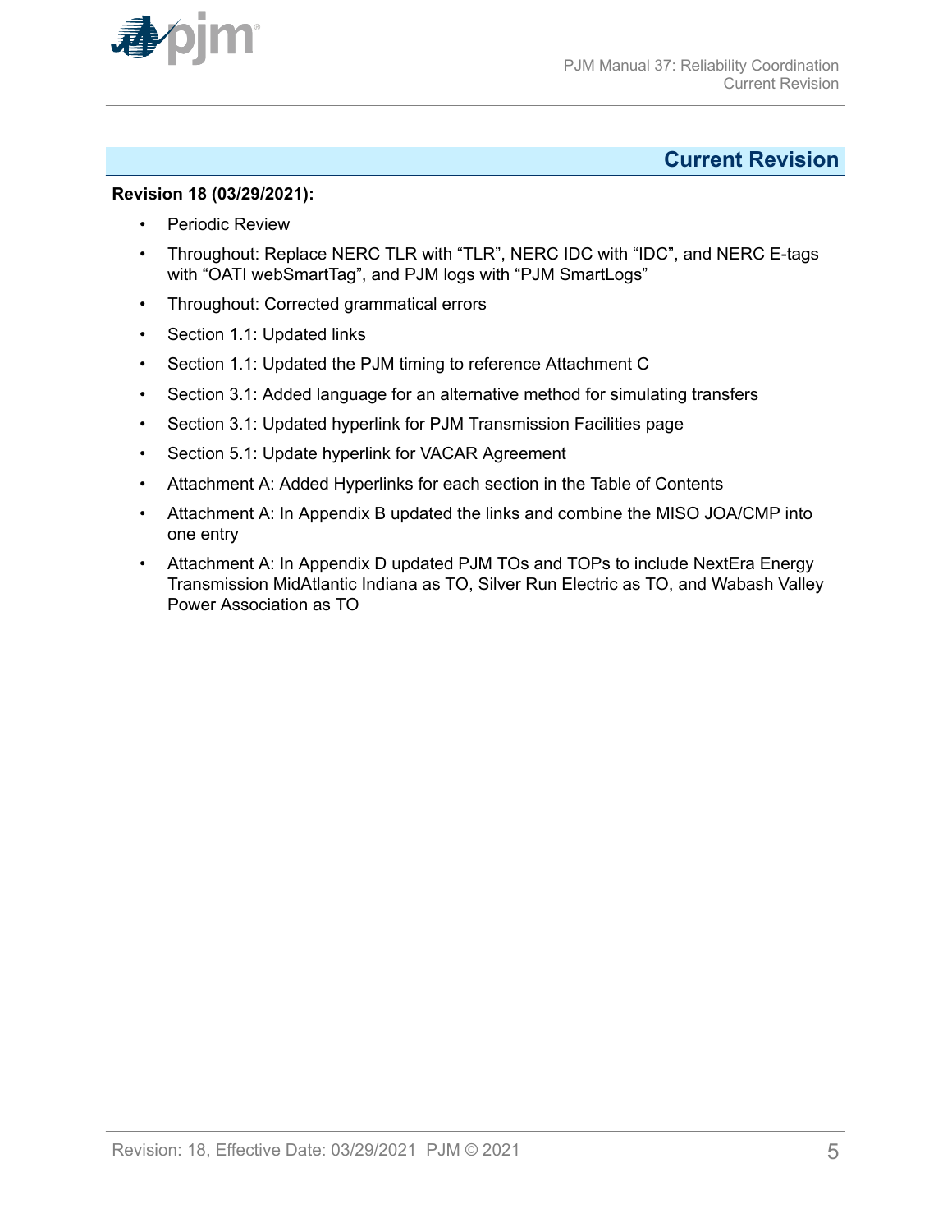# Current Revision

**Revision 18 (03/29/2021):**

- Periodic Review
- Throughout: Replace NERC TLR with "TLR", NERC IDC with "IDC", and NERC E-tags with "OATI webSmartTag", and PJM logs with "PJM SmartLogs"
- Throughout: Corrected grammatical errors
- Section 1.1: Updated links
- Section 1.1: Updated the PJM timing to reference Attachment C
- Section 3.1: Added language for an alternative method for simulating transfers
- Section 3.1: Updated hyperlink for PJM Transmission Facilities page
- Section 5.1: Update hyperlink for VACAR Agreement
- Attachment A: Added Hyperlinks for each section in the Table of Contents
- Attachment A: In Appendix B updated the links and combine the MISO JOA/CMP into one entry
- Attachment A: In Appendix D updated PJM TOs and TOPs to include NextEra Energy Transmission MidAtlantic Indiana as TO, Silver Run Electric as TO, and Wabash Valley Power Association as TO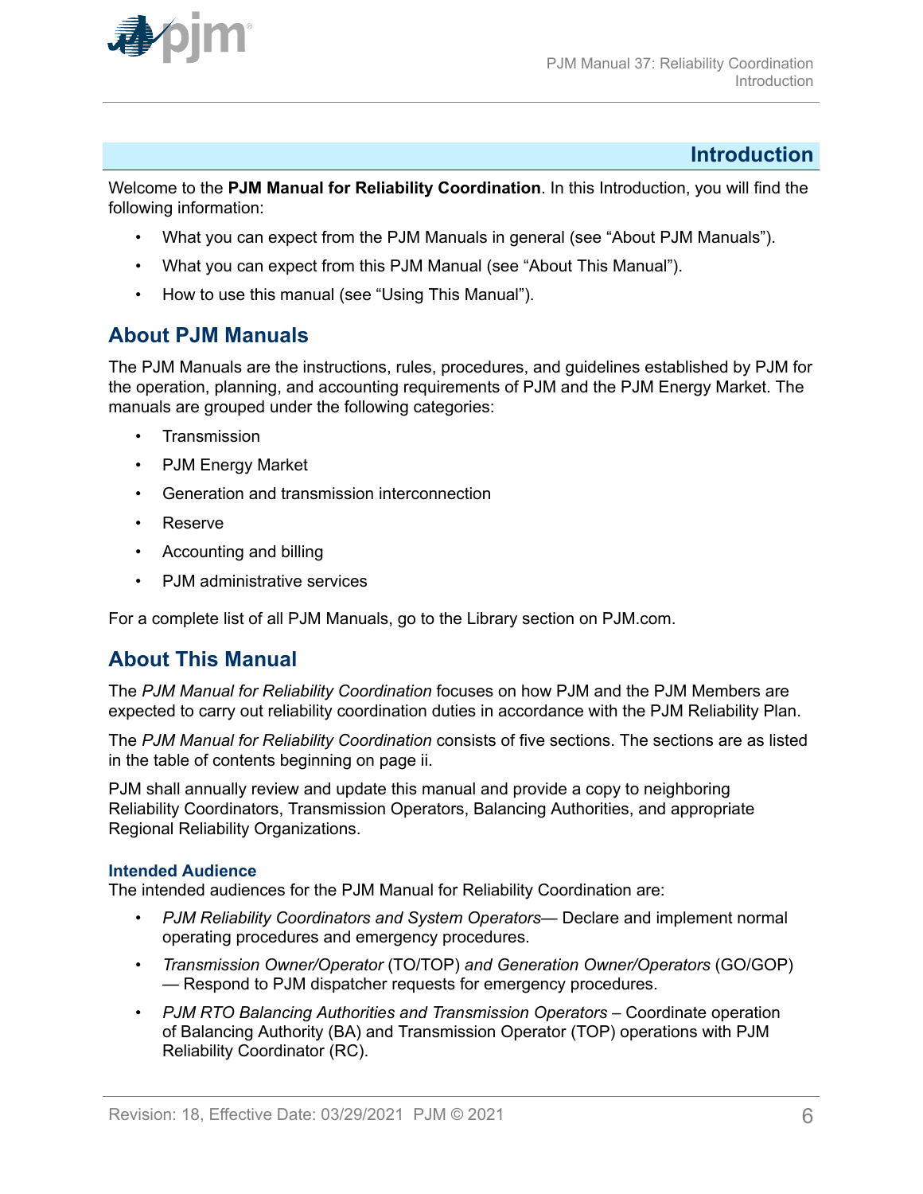# Introduction

Welcome to the **PJM Manual for Reliability Coordination**. In this Introduction, you will find the following information:

- What you can expect from the PJM Manuals in general (see "About PJM Manuals").
- What you can expect from this PJM Manual (see "About This Manual").
- How to use this manual (see "Using This Manual").

## About PJM Manuals

The PJM Manuals are the instructions, rules, procedures, and guidelines established by PJM for the operation, planning, and accounting requirements of PJM and the PJM Energy Market. The manuals are grouped under the following categories:

- Transmission
- PJM Energy Market
- Generation and transmission interconnection
- Reserve
- Accounting and billing
- PJM administrative services

For a complete list of all PJM Manuals, go to the Library section on PJM.com.

## About This Manual

The *PJM Manual for Reliability Coordination* focuses on how PJM and the PJM Members are expected to carry out reliability coordination duties in accordance with the PJM Reliability Plan.

The *PJM Manual for Reliability Coordination* consists of five sections. The sections are as listed in the table of contents beginning on page ii.

PJM shall annually review and update this manual and provide a copy to neighboring Reliability Coordinators, Transmission Operators, Balancing Authorities, and appropriate Regional Reliability Organizations.

### Intended Audience

The intended audiences for the PJM Manual for Reliability Coordination are:

- *PJM Reliability Coordinators and System Operators*— Declare and implement normal operating procedures and emergency procedures.
- *Transmission Owner/Operator* (TO/TOP) *and Generation Owner/Operators* (GO/GOP) — Respond to PJM dispatcher requests for emergency procedures.
- *PJM RTO Balancing Authorities and Transmission Operators* – Coordinate operation of Balancing Authority (BA) and Transmission Operator (TOP) operations with PJM Reliability Coordinator (RC).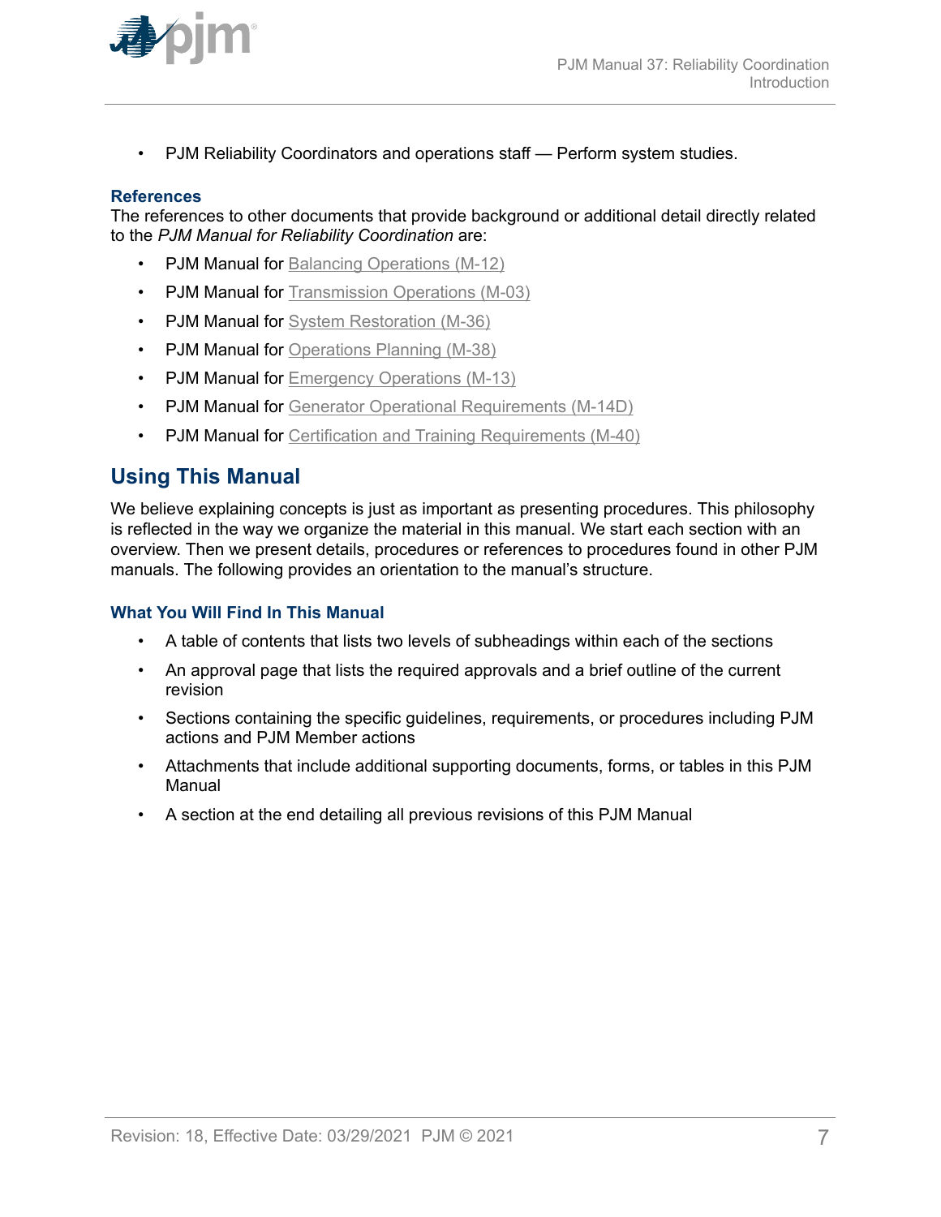- PJM Reliability Coordinators and operations staff — Perform system studies.

### References

The references to other documents that provide background or additional detail directly related to the *PJM Manual for Reliability Coordination* are:

- PJM Manual for Balancing Operations (M-12)
- PJM Manual for Transmission Operations (M-03)
- PJM Manual for System Restoration (M-36)
- PJM Manual for Operations Planning (M-38)
- PJM Manual for Emergency Operations (M-13)
- PJM Manual for Generator Operational Requirements (M-14D)
- PJM Manual for Certification and Training Requirements (M-40)

## Using This Manual

We believe explaining concepts is just as important as presenting procedures. This philosophy is reflected in the way we organize the material in this manual. We start each section with an overview. Then we present details, procedures or references to procedures found in other PJM manuals. The following provides an orientation to the manual's structure.

### What You Will Find In This Manual

- A table of contents that lists two levels of subheadings within each of the sections
- An approval page that lists the required approvals and a brief outline of the current revision
- Sections containing the specific guidelines, requirements, or procedures including PJM actions and PJM Member actions
- Attachments that include additional supporting documents, forms, or tables in this PJM Manual
- A section at the end detailing all previous revisions of this PJM Manual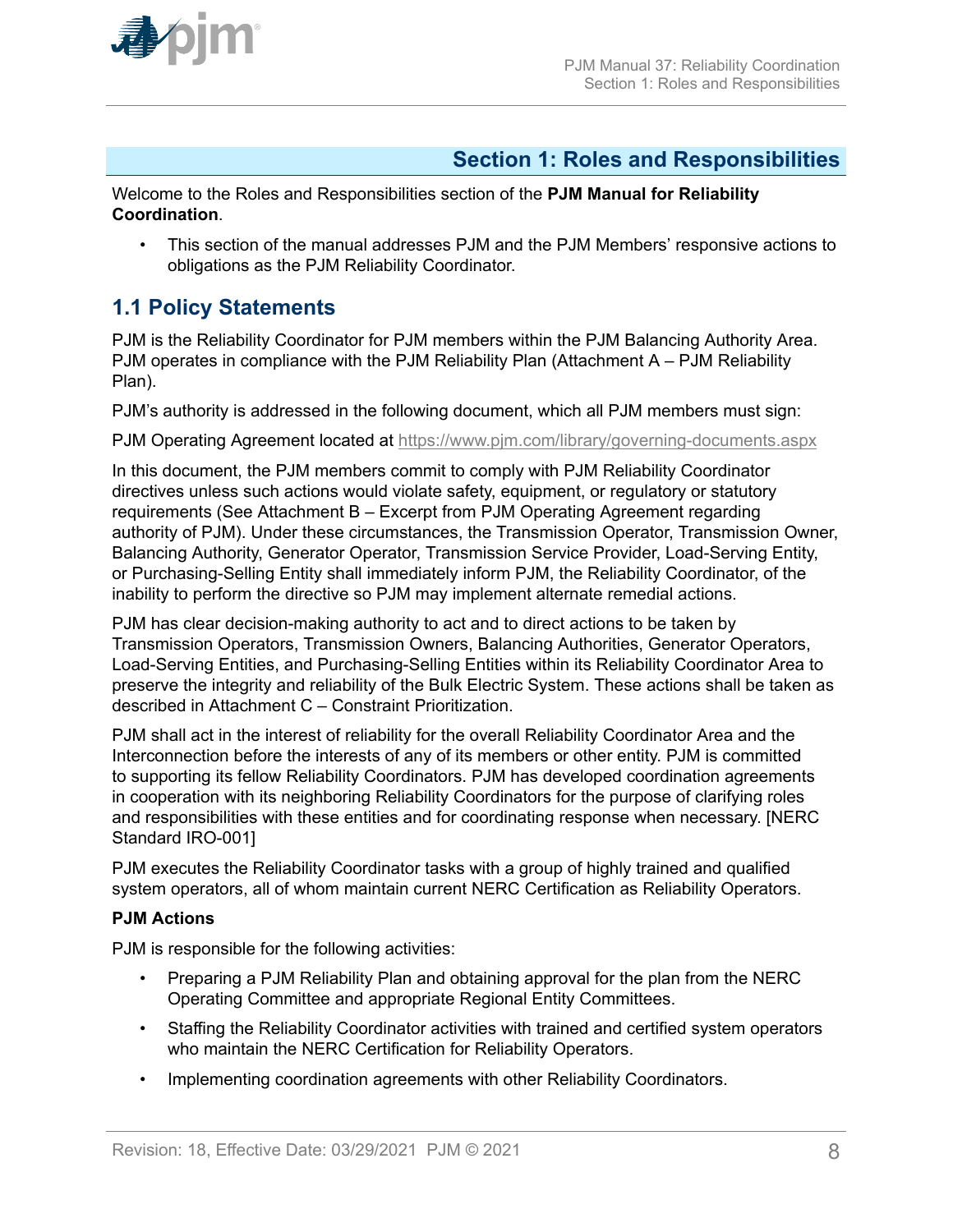# Section 1: Roles and Responsibilities

Welcome to the Roles and Responsibilities section of the **PJM Manual for Reliability Coordination**.

- This section of the manual addresses PJM and the PJM Members' responsive actions to obligations as the PJM Reliability Coordinator.

## 1.1 Policy Statements

PJM is the Reliability Coordinator for PJM members within the PJM Balancing Authority Area. PJM operates in compliance with the PJM Reliability Plan (Attachment A – PJM Reliability Plan).

PJM's authority is addressed in the following document, which all PJM members must sign:

PJM Operating Agreement located at https://www.pjm.com/library/governing-documents.aspx

In this document, the PJM members commit to comply with PJM Reliability Coordinator directives unless such actions would violate safety, equipment, or regulatory or statutory requirements (See Attachment B – Excerpt from PJM Operating Agreement regarding authority of PJM). Under these circumstances, the Transmission Operator, Transmission Owner, Balancing Authority, Generator Operator, Transmission Service Provider, Load-Serving Entity, or Purchasing-Selling Entity shall immediately inform PJM, the Reliability Coordinator, of the inability to perform the directive so PJM may implement alternate remedial actions.

PJM has clear decision-making authority to act and to direct actions to be taken by Transmission Operators, Transmission Owners, Balancing Authorities, Generator Operators, Load-Serving Entities, and Purchasing-Selling Entities within its Reliability Coordinator Area to preserve the integrity and reliability of the Bulk Electric System. These actions shall be taken as described in Attachment C – Constraint Prioritization.

PJM shall act in the interest of reliability for the overall Reliability Coordinator Area and the Interconnection before the interests of any of its members or other entity. PJM is committed to supporting its fellow Reliability Coordinators. PJM has developed coordination agreements in cooperation with its neighboring Reliability Coordinators for the purpose of clarifying roles and responsibilities with these entities and for coordinating response when necessary. [NERC Standard IRO-001]

PJM executes the Reliability Coordinator tasks with a group of highly trained and qualified system operators, all of whom maintain current NERC Certification as Reliability Operators.

**PJM Actions**

PJM is responsible for the following activities:

- Preparing a PJM Reliability Plan and obtaining approval for the plan from the NERC Operating Committee and appropriate Regional Entity Committees.
- Staffing the Reliability Coordinator activities with trained and certified system operators who maintain the NERC Certification for Reliability Operators.
- Implementing coordination agreements with other Reliability Coordinators.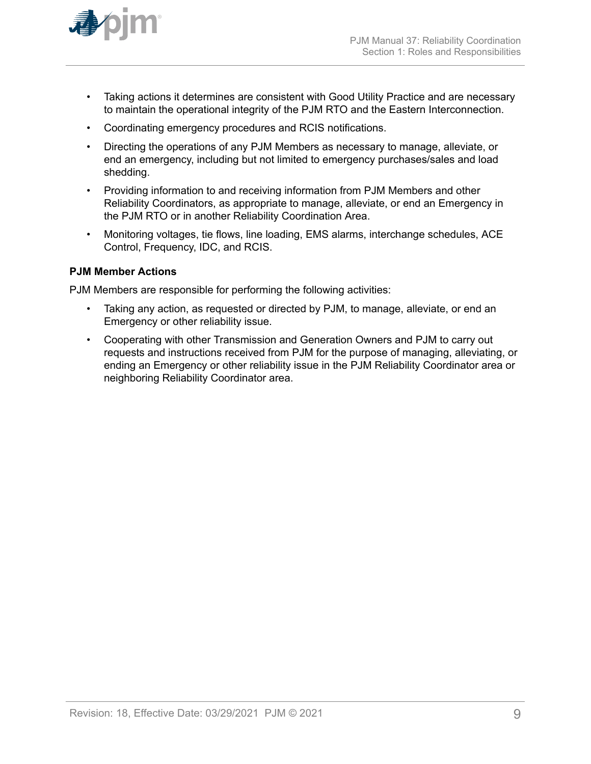- Taking actions it determines are consistent with Good Utility Practice and are necessary to maintain the operational integrity of the PJM RTO and the Eastern Interconnection.
- Coordinating emergency procedures and RCIS notifications.
- Directing the operations of any PJM Members as necessary to manage, alleviate, or end an emergency, including but not limited to emergency purchases/sales and load shedding.
- Providing information to and receiving information from PJM Members and other Reliability Coordinators, as appropriate to manage, alleviate, or end an Emergency in the PJM RTO or in another Reliability Coordination Area.
- Monitoring voltages, tie flows, line loading, EMS alarms, interchange schedules, ACE Control, Frequency, IDC, and RCIS.

**PJM Member Actions**

PJM Members are responsible for performing the following activities:

- Taking any action, as requested or directed by PJM, to manage, alleviate, or end an Emergency or other reliability issue.
- Cooperating with other Transmission and Generation Owners and PJM to carry out requests and instructions received from PJM for the purpose of managing, alleviating, or ending an Emergency or other reliability issue in the PJM Reliability Coordinator area or neighboring Reliability Coordinator area.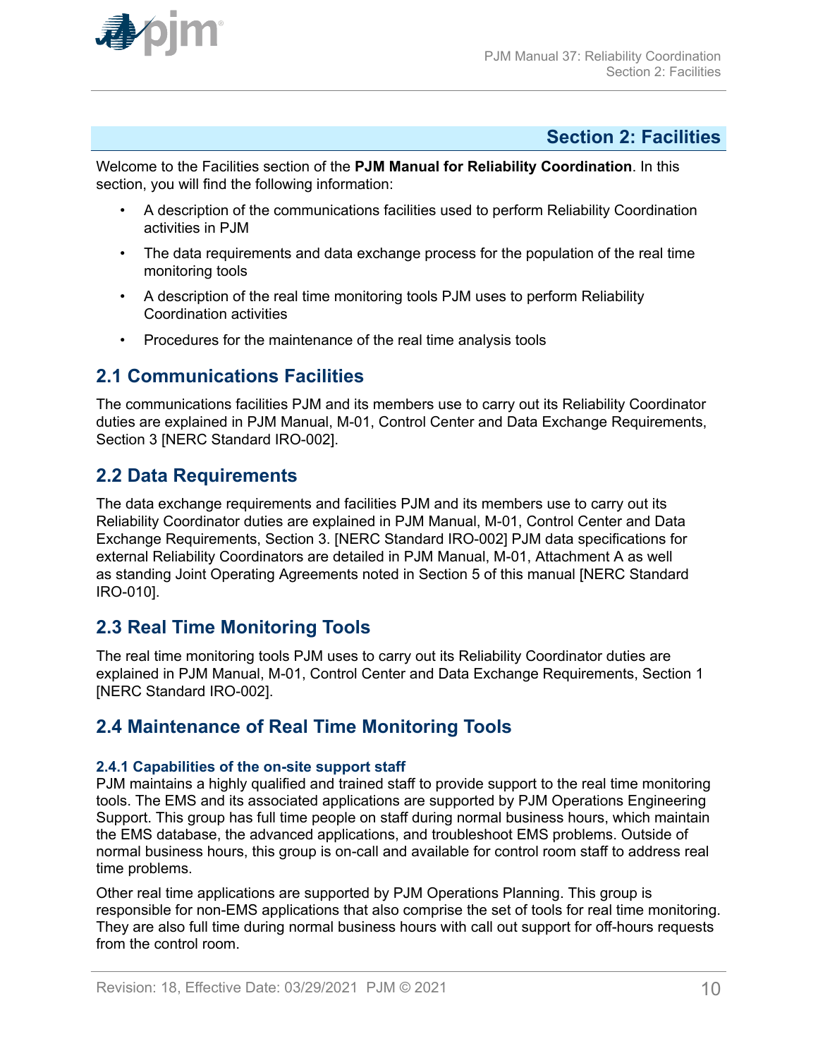## Section 2: Facilities

Welcome to the Facilities section of the **PJM Manual for Reliability Coordination**. In this section, you will find the following information:

- A description of the communications facilities used to perform Reliability Coordination activities in PJM
- The data requirements and data exchange process for the population of the real time monitoring tools
- A description of the real time monitoring tools PJM uses to perform Reliability Coordination activities
- Procedures for the maintenance of the real time analysis tools

## 2.1 Communications Facilities

The communications facilities PJM and its members use to carry out its Reliability Coordinator duties are explained in PJM Manual, M-01, Control Center and Data Exchange Requirements, Section 3 [NERC Standard IRO-002].

## 2.2 Data Requirements

The data exchange requirements and facilities PJM and its members use to carry out its Reliability Coordinator duties are explained in PJM Manual, M-01, Control Center and Data Exchange Requirements, Section 3. [NERC Standard IRO-002] PJM data specifications for external Reliability Coordinators are detailed in PJM Manual, M-01, Attachment A as well as standing Joint Operating Agreements noted in Section 5 of this manual [NERC Standard IRO-010].

## 2.3 Real Time Monitoring Tools

The real time monitoring tools PJM uses to carry out its Reliability Coordinator duties are explained in PJM Manual, M-01, Control Center and Data Exchange Requirements, Section 1 [NERC Standard IRO-002].

## 2.4 Maintenance of Real Time Monitoring Tools

### 2.4.1 Capabilities of the on-site support staff

PJM maintains a highly qualified and trained staff to provide support to the real time monitoring tools. The EMS and its associated applications are supported by PJM Operations Engineering Support. This group has full time people on staff during normal business hours, which maintain the EMS database, the advanced applications, and troubleshoot EMS problems. Outside of normal business hours, this group is on-call and available for control room staff to address real time problems.

Other real time applications are supported by PJM Operations Planning. This group is responsible for non-EMS applications that also comprise the set of tools for real time monitoring. They are also full time during normal business hours with call out support for off-hours requests from the control room.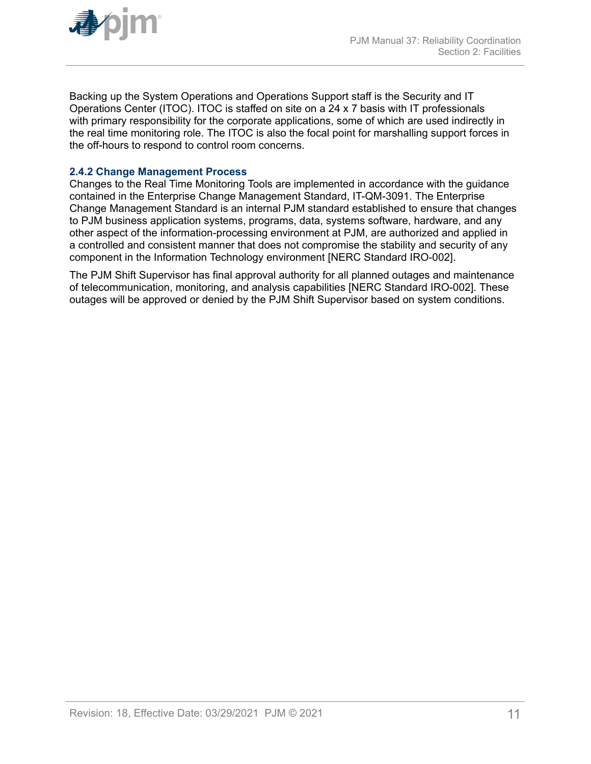Backing up the System Operations and Operations Support staff is the Security and IT Operations Center (ITOC). ITOC is staffed on site on a 24 x 7 basis with IT professionals with primary responsibility for the corporate applications, some of which are used indirectly in the real time monitoring role. The ITOC is also the focal point for marshalling support forces in the off-hours to respond to control room concerns.

### 2.4.2 Change Management Process

Changes to the Real Time Monitoring Tools are implemented in accordance with the guidance contained in the Enterprise Change Management Standard, IT-QM-3091. The Enterprise Change Management Standard is an internal PJM standard established to ensure that changes to PJM business application systems, programs, data, systems software, hardware, and any other aspect of the information-processing environment at PJM, are authorized and applied in a controlled and consistent manner that does not compromise the stability and security of any component in the Information Technology environment [NERC Standard IRO-002].

The PJM Shift Supervisor has final approval authority for all planned outages and maintenance of telecommunication, monitoring, and analysis capabilities [NERC Standard IRO-002]. These outages will be approved or denied by the PJM Shift Supervisor based on system conditions.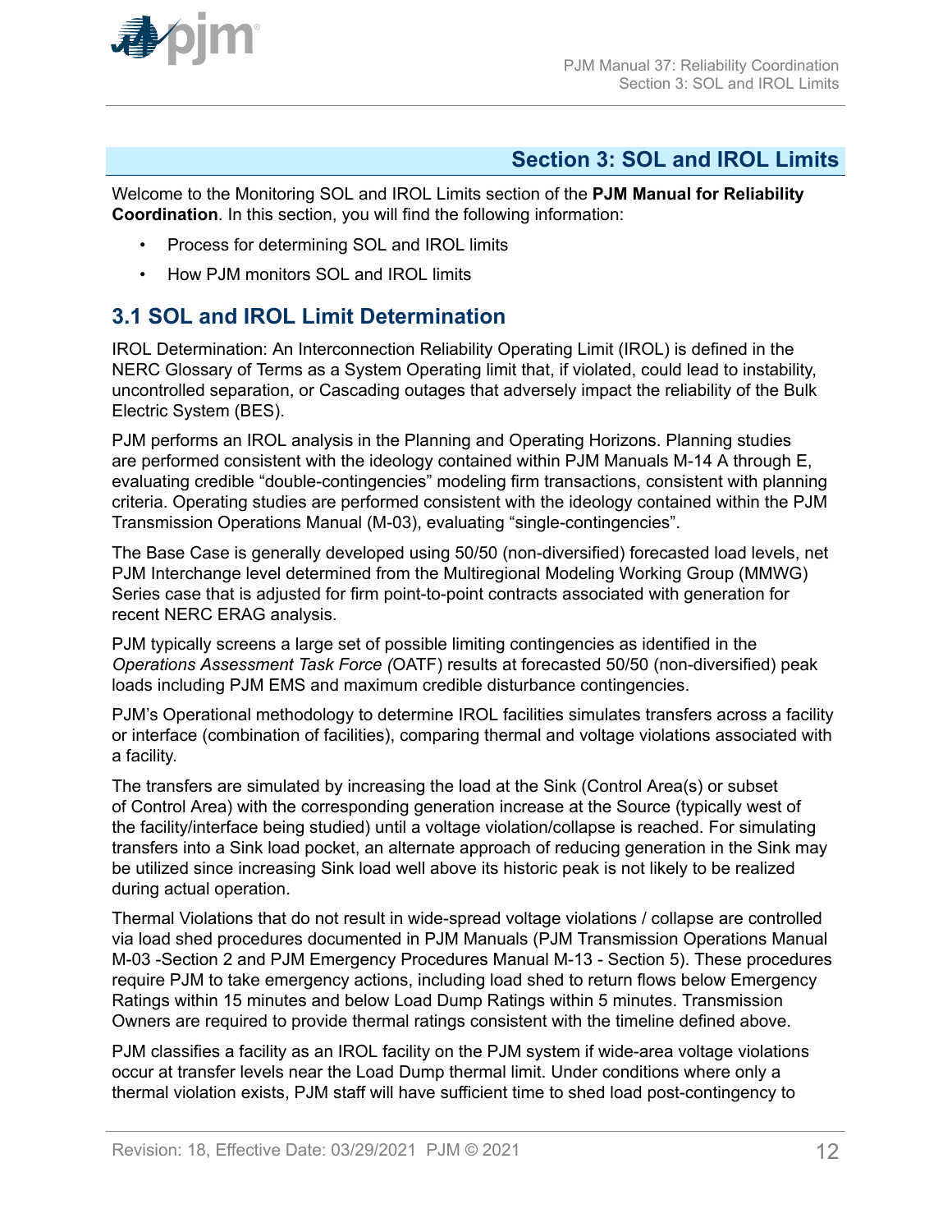## Section 3: SOL and IROL Limits

Welcome to the Monitoring SOL and IROL Limits section of the **PJM Manual for Reliability Coordination**. In this section, you will find the following information:

- Process for determining SOL and IROL limits
- How PJM monitors SOL and IROL limits

### 3.1 SOL and IROL Limit Determination

IROL Determination: An Interconnection Reliability Operating Limit (IROL) is defined in the NERC Glossary of Terms as a System Operating limit that, if violated, could lead to instability, uncontrolled separation, or Cascading outages that adversely impact the reliability of the Bulk Electric System (BES).

PJM performs an IROL analysis in the Planning and Operating Horizons. Planning studies are performed consistent with the ideology contained within PJM Manuals M-14 A through E, evaluating credible "double-contingencies" modeling firm transactions, consistent with planning criteria. Operating studies are performed consistent with the ideology contained within the PJM Transmission Operations Manual (M-03), evaluating "single-contingencies".

The Base Case is generally developed using 50/50 (non-diversified) forecasted load levels, net PJM Interchange level determined from the Multiregional Modeling Working Group (MMWG) Series case that is adjusted for firm point-to-point contracts associated with generation for recent NERC ERAG analysis.

PJM typically screens a large set of possible limiting contingencies as identified in the *Operations Assessment Task Force (*OATF) results at forecasted 50/50 (non-diversified) peak loads including PJM EMS and maximum credible disturbance contingencies.

PJM's Operational methodology to determine IROL facilities simulates transfers across a facility or interface (combination of facilities), comparing thermal and voltage violations associated with a facility.

The transfers are simulated by increasing the load at the Sink (Control Area(s) or subset of Control Area) with the corresponding generation increase at the Source (typically west of the facility/interface being studied) until a voltage violation/collapse is reached. For simulating transfers into a Sink load pocket, an alternate approach of reducing generation in the Sink may be utilized since increasing Sink load well above its historic peak is not likely to be realized during actual operation.

Thermal Violations that do not result in wide-spread voltage violations / collapse are controlled via load shed procedures documented in PJM Manuals (PJM Transmission Operations Manual M-03 -Section 2 and PJM Emergency Procedures Manual M-13 - Section 5). These procedures require PJM to take emergency actions, including load shed to return flows below Emergency Ratings within 15 minutes and below Load Dump Ratings within 5 minutes. Transmission Owners are required to provide thermal ratings consistent with the timeline defined above.

PJM classifies a facility as an IROL facility on the PJM system if wide-area voltage violations occur at transfer levels near the Load Dump thermal limit. Under conditions where only a thermal violation exists, PJM staff will have sufficient time to shed load post-contingency to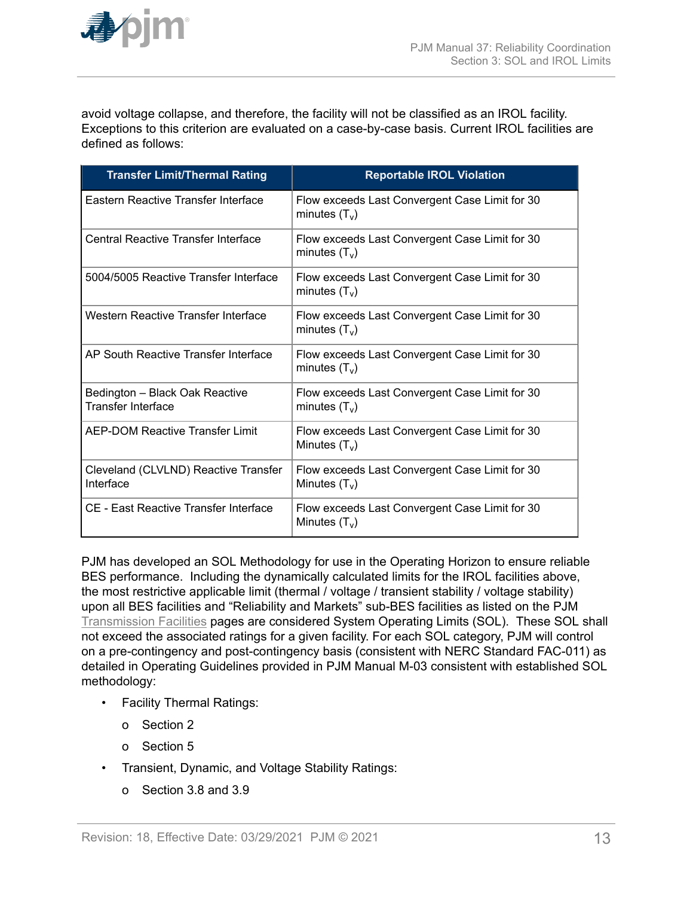avoid voltage collapse, and therefore, the facility will not be classified as an IROL facility. Exceptions to this criterion are evaluated on a case-by-case basis. Current IROL facilities are defined as follows:

| Transfer Limit/Thermal Rating | Reportable IROL Violation |
| --- | --- |
| Eastern Reactive Transfer Interface | Flow exceeds Last Convergent Case Limit for 30 minutes ($T_v$) |
| Central Reactive Transfer Interface | Flow exceeds Last Convergent Case Limit for 30 minutes ($T_v$) |
| 5004/5005 Reactive Transfer Interface | Flow exceeds Last Convergent Case Limit for 30 minutes ($T_v$) |
| Western Reactive Transfer Interface | Flow exceeds Last Convergent Case Limit for 30 minutes ($T_v$) |
| AP South Reactive Transfer Interface | Flow exceeds Last Convergent Case Limit for 30 minutes ($T_v$) |
| Bedington – Black Oak Reactive Transfer Interface | Flow exceeds Last Convergent Case Limit for 30 minutes ($T_v$) |
| AEP-DOM Reactive Transfer Limit | Flow exceeds Last Convergent Case Limit for 30 Minutes ($T_v$) |
| Cleveland (CLVLND) Reactive Transfer Interface | Flow exceeds Last Convergent Case Limit for 30 Minutes ($T_v$) |
| CE - East Reactive Transfer Interface | Flow exceeds Last Convergent Case Limit for 30 Minutes ($T_v$) |

PJM has developed an SOL Methodology for use in the Operating Horizon to ensure reliable BES performance. Including the dynamically calculated limits for the IROL facilities above, the most restrictive applicable limit (thermal / voltage / transient stability / voltage stability) upon all BES facilities and "Reliability and Markets" sub-BES facilities as listed on the PJM Transmission Facilities pages are considered System Operating Limits (SOL). These SOL shall not exceed the associated ratings for a given facility. For each SOL category, PJM will control on a pre-contingency and post-contingency basis (consistent with NERC Standard FAC-011) as detailed in Operating Guidelines provided in PJM Manual M-03 consistent with established SOL methodology:

- Facility Thermal Ratings:
  - Section 2
  - Section 5
- Transient, Dynamic, and Voltage Stability Ratings:
  - Section 3.8 and 3.9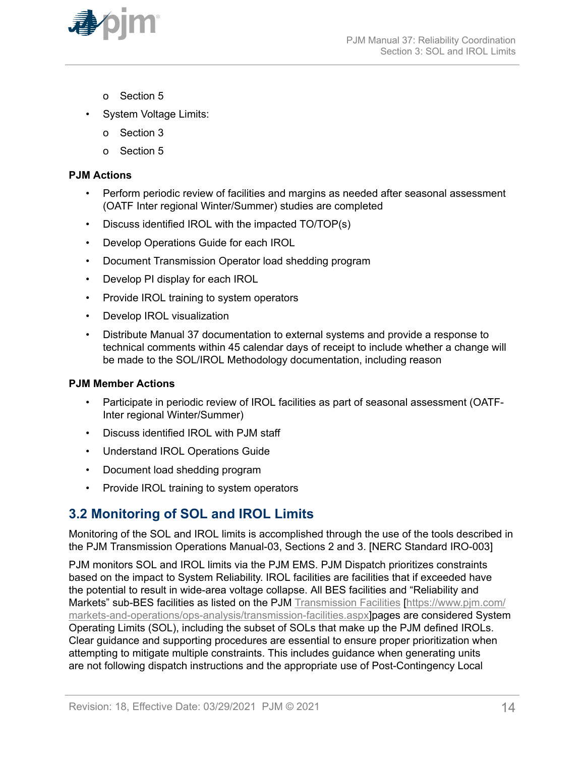- Section 5
- System Voltage Limits:
  - Section 3
  - Section 5

**PJM Actions**

- Perform periodic review of facilities and margins as needed after seasonal assessment (OATF Inter regional Winter/Summer) studies are completed
- Discuss identified IROL with the impacted TO/TOP(s)
- Develop Operations Guide for each IROL
- Document Transmission Operator load shedding program
- Develop PI display for each IROL
- Provide IROL training to system operators
- Develop IROL visualization
- Distribute Manual 37 documentation to external systems and provide a response to technical comments within 45 calendar days of receipt to include whether a change will be made to the SOL/IROL Methodology documentation, including reason

**PJM Member Actions**

- Participate in periodic review of IROL facilities as part of seasonal assessment (OATF-Inter regional Winter/Summer)
- Discuss identified IROL with PJM staff
- Understand IROL Operations Guide
- Document load shedding program
- Provide IROL training to system operators

## 3.2 Monitoring of SOL and IROL Limits

Monitoring of the SOL and IROL limits is accomplished through the use of the tools described in the PJM Transmission Operations Manual-03, Sections 2 and 3. [NERC Standard IRO-003]

PJM monitors SOL and IROL limits via the PJM EMS. PJM Dispatch prioritizes constraints based on the impact to System Reliability. IROL facilities are facilities that if exceeded have the potential to result in wide-area voltage collapse. All BES facilities and "Reliability and Markets" sub-BES facilities as listed on the PJM Transmission Facilities [https://www.pjm.com/markets-and-operations/ops-analysis/transmission-facilities.aspx]pages are considered System Operating Limits (SOL), including the subset of SOLs that make up the PJM defined IROLs. Clear guidance and supporting procedures are essential to ensure proper prioritization when attempting to mitigate multiple constraints. This includes guidance when generating units are not following dispatch instructions and the appropriate use of Post-Contingency Local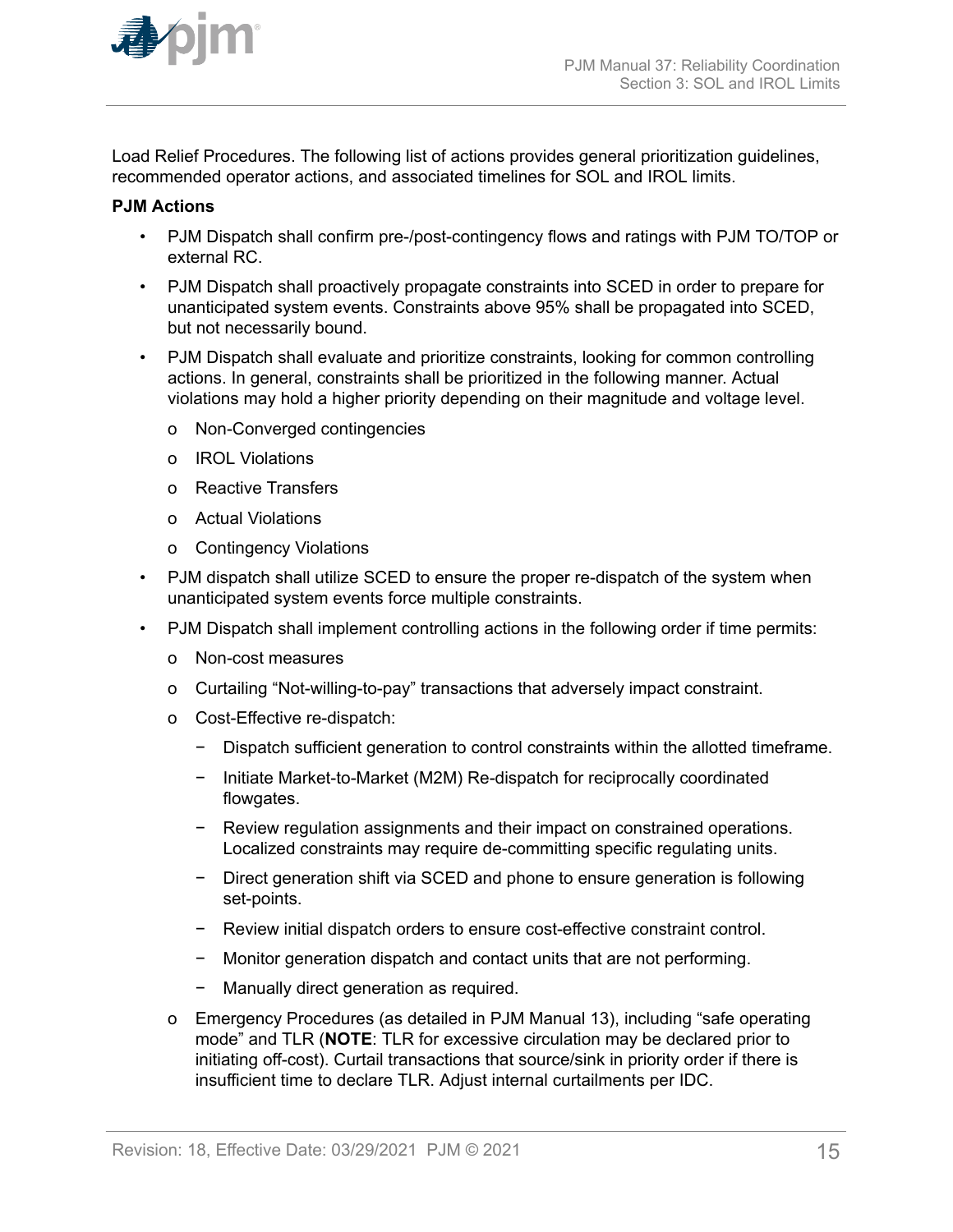Load Relief Procedures. The following list of actions provides general prioritization guidelines, recommended operator actions, and associated timelines for SOL and IROL limits.

**PJM Actions**

- PJM Dispatch shall confirm pre-/post-contingency flows and ratings with PJM TO/TOP or external RC.
- PJM Dispatch shall proactively propagate constraints into SCED in order to prepare for unanticipated system events. Constraints above 95% shall be propagated into SCED, but not necessarily bound.
- PJM Dispatch shall evaluate and prioritize constraints, looking for common controlling actions. In general, constraints shall be prioritized in the following manner. Actual violations may hold a higher priority depending on their magnitude and voltage level.
    - Non-Converged contingencies
    - IROL Violations
    - Reactive Transfers
    - Actual Violations
    - Contingency Violations
- PJM dispatch shall utilize SCED to ensure the proper re-dispatch of the system when unanticipated system events force multiple constraints.
- PJM Dispatch shall implement controlling actions in the following order if time permits:
    - Non-cost measures
    - Curtailing “Not-willing-to-pay” transactions that adversely impact constraint.
    - Cost-Effective re-dispatch:
        - Dispatch sufficient generation to control constraints within the allotted timeframe.
        - Initiate Market-to-Market (M2M) Re-dispatch for reciprocally coordinated flowgates.
        - Review regulation assignments and their impact on constrained operations. Localized constraints may require de-committing specific regulating units.
        - Direct generation shift via SCED and phone to ensure generation is following set-points.
        - Review initial dispatch orders to ensure cost-effective constraint control.
        - Monitor generation dispatch and contact units that are not performing.
        - Manually direct generation as required.
    - Emergency Procedures (as detailed in PJM Manual 13), including “safe operating mode” and TLR (**NOTE**: TLR for excessive circulation may be declared prior to initiating off-cost). Curtail transactions that source/sink in priority order if there is insufficient time to declare TLR. Adjust internal curtailments per IDC.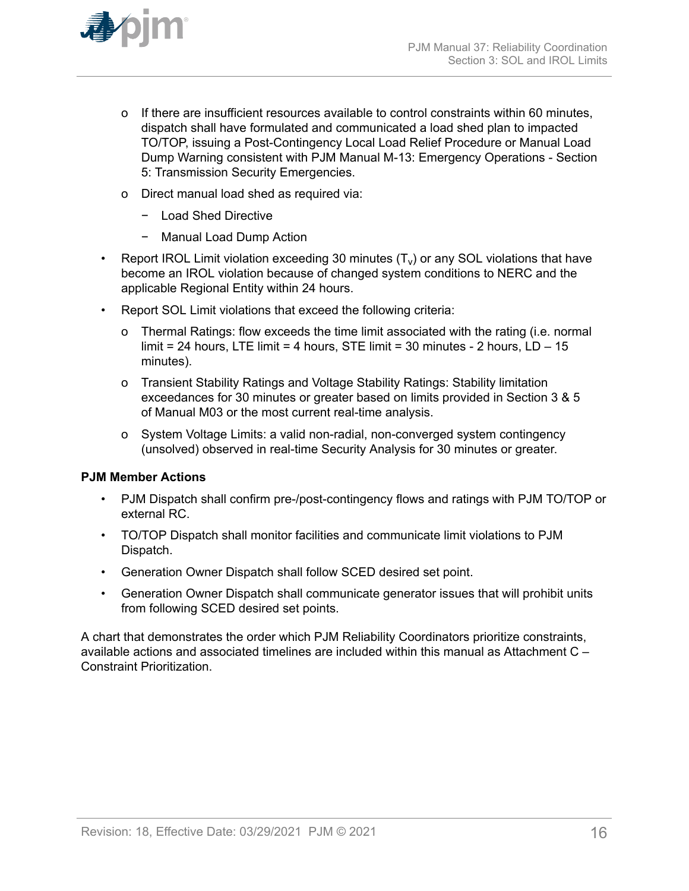- If there are insufficient resources available to control constraints within 60 minutes, dispatch shall have formulated and communicated a load shed plan to impacted TO/TOP, issuing a Post-Contingency Local Load Relief Procedure or Manual Load Dump Warning consistent with PJM Manual M-13: Emergency Operations - Section 5: Transmission Security Emergencies.
    - Direct manual load shed as required via:
        - Load Shed Directive
        - Manual Load Dump Action
- Report IROL Limit violation exceeding 30 minutes ($T_v$) or any SOL violations that have become an IROL violation because of changed system conditions to NERC and the applicable Regional Entity within 24 hours.
- Report SOL Limit violations that exceed the following criteria:
    - Thermal Ratings: flow exceeds the time limit associated with the rating (i.e. normal limit = 24 hours, LTE limit = 4 hours, STE limit = 30 minutes - 2 hours, LD – 15 minutes).
    - Transient Stability Ratings and Voltage Stability Ratings: Stability limitation exceedances for 30 minutes or greater based on limits provided in Section 3 & 5 of Manual M03 or the most current real-time analysis.
    - System Voltage Limits: a valid non-radial, non-converged system contingency (unsolved) observed in real-time Security Analysis for 30 minutes or greater.

**PJM Member Actions**

- PJM Dispatch shall confirm pre-/post-contingency flows and ratings with PJM TO/TOP or external RC.
- TO/TOP Dispatch shall monitor facilities and communicate limit violations to PJM Dispatch.
- Generation Owner Dispatch shall follow SCED desired set point.
- Generation Owner Dispatch shall communicate generator issues that will prohibit units from following SCED desired set points.

A chart that demonstrates the order which PJM Reliability Coordinators prioritize constraints, available actions and associated timelines are included within this manual as Attachment C – Constraint Prioritization.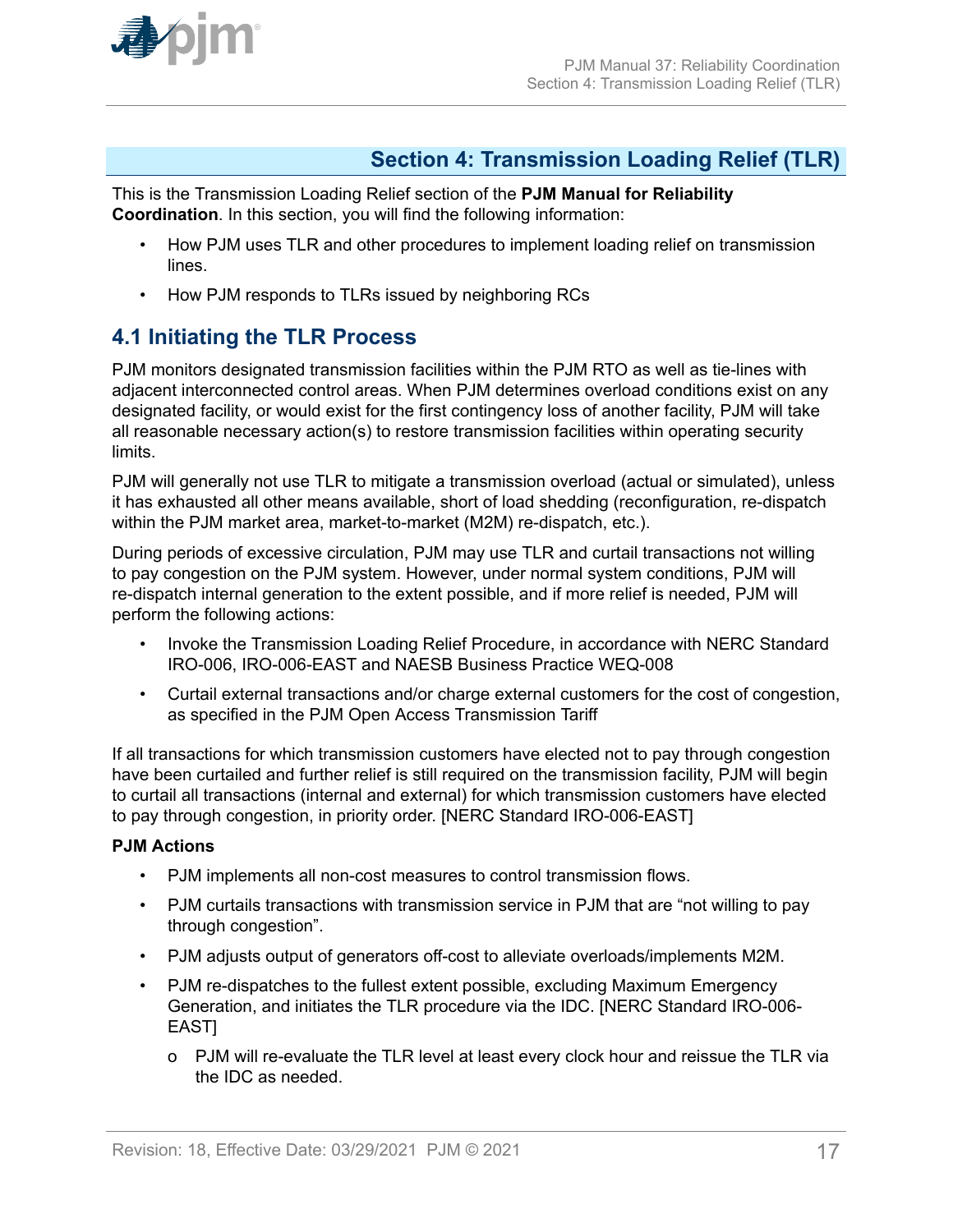# Section 4: Transmission Loading Relief (TLR)

This is the Transmission Loading Relief section of the **PJM Manual for Reliability Coordination**. In this section, you will find the following information:

- How PJM uses TLR and other procedures to implement loading relief on transmission lines.
- How PJM responds to TLRs issued by neighboring RCs

## 4.1 Initiating the TLR Process

PJM monitors designated transmission facilities within the PJM RTO as well as tie-lines with adjacent interconnected control areas. When PJM determines overload conditions exist on any designated facility, or would exist for the first contingency loss of another facility, PJM will take all reasonable necessary action(s) to restore transmission facilities within operating security limits.

PJM will generally not use TLR to mitigate a transmission overload (actual or simulated), unless it has exhausted all other means available, short of load shedding (reconfiguration, re-dispatch within the PJM market area, market-to-market (M2M) re-dispatch, etc.).

During periods of excessive circulation, PJM may use TLR and curtail transactions not willing to pay congestion on the PJM system. However, under normal system conditions, PJM will re-dispatch internal generation to the extent possible, and if more relief is needed, PJM will perform the following actions:

- Invoke the Transmission Loading Relief Procedure, in accordance with NERC Standard IRO-006, IRO-006-EAST and NAESB Business Practice WEQ-008
- Curtail external transactions and/or charge external customers for the cost of congestion, as specified in the PJM Open Access Transmission Tariff

If all transactions for which transmission customers have elected not to pay through congestion have been curtailed and further relief is still required on the transmission facility, PJM will begin to curtail all transactions (internal and external) for which transmission customers have elected to pay through congestion, in priority order. [NERC Standard IRO-006-EAST]

**PJM Actions**

- PJM implements all non-cost measures to control transmission flows.
- PJM curtails transactions with transmission service in PJM that are “not willing to pay through congestion”.
- PJM adjusts output of generators off-cost to alleviate overloads/implements M2M.
- PJM re-dispatches to the fullest extent possible, excluding Maximum Emergency Generation, and initiates the TLR procedure via the IDC. [NERC Standard IRO-006-EAST]
    - o PJM will re-evaluate the TLR level at least every clock hour and reissue the TLR via the IDC as needed.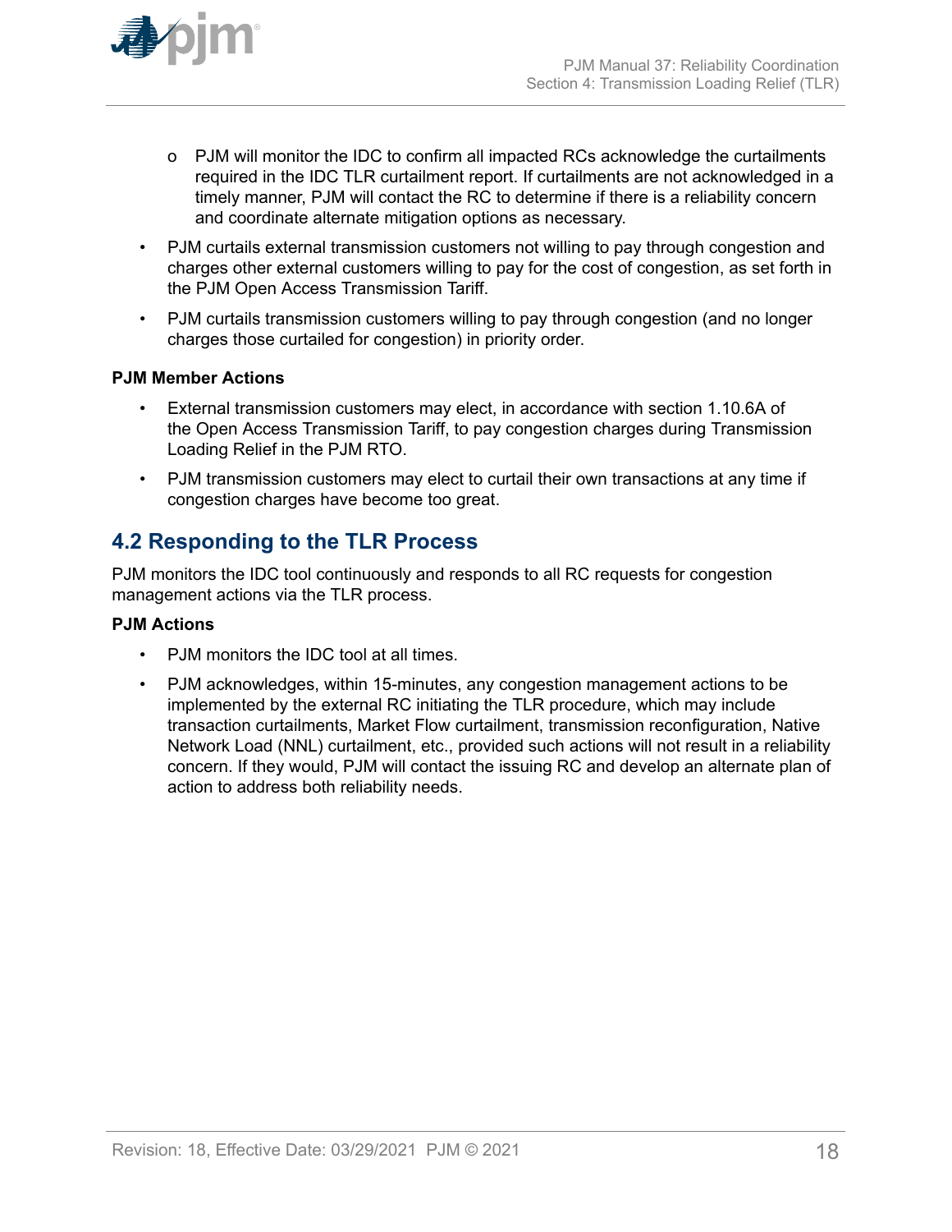- o PJM will monitor the IDC to confirm all impacted RCs acknowledge the curtailments required in the IDC TLR curtailment report. If curtailments are not acknowledged in a timely manner, PJM will contact the RC to determine if there is a reliability concern and coordinate alternate mitigation options as necessary.

- PJM curtails external transmission customers not willing to pay through congestion and charges other external customers willing to pay for the cost of congestion, as set forth in the PJM Open Access Transmission Tariff.
- PJM curtails transmission customers willing to pay through congestion (and no longer charges those curtailed for congestion) in priority order.

**PJM Member Actions**

- External transmission customers may elect, in accordance with section 1.10.6A of the Open Access Transmission Tariff, to pay congestion charges during Transmission Loading Relief in the PJM RTO.
- PJM transmission customers may elect to curtail their own transactions at any time if congestion charges have become too great.

## 4.2 Responding to the TLR Process

PJM monitors the IDC tool continuously and responds to all RC requests for congestion management actions via the TLR process.

**PJM Actions**

- PJM monitors the IDC tool at all times.
- PJM acknowledges, within 15-minutes, any congestion management actions to be implemented by the external RC initiating the TLR procedure, which may include transaction curtailments, Market Flow curtailment, transmission reconfiguration, Native Network Load (NNL) curtailment, etc., provided such actions will not result in a reliability concern. If they would, PJM will contact the issuing RC and develop an alternate plan of action to address both reliability needs.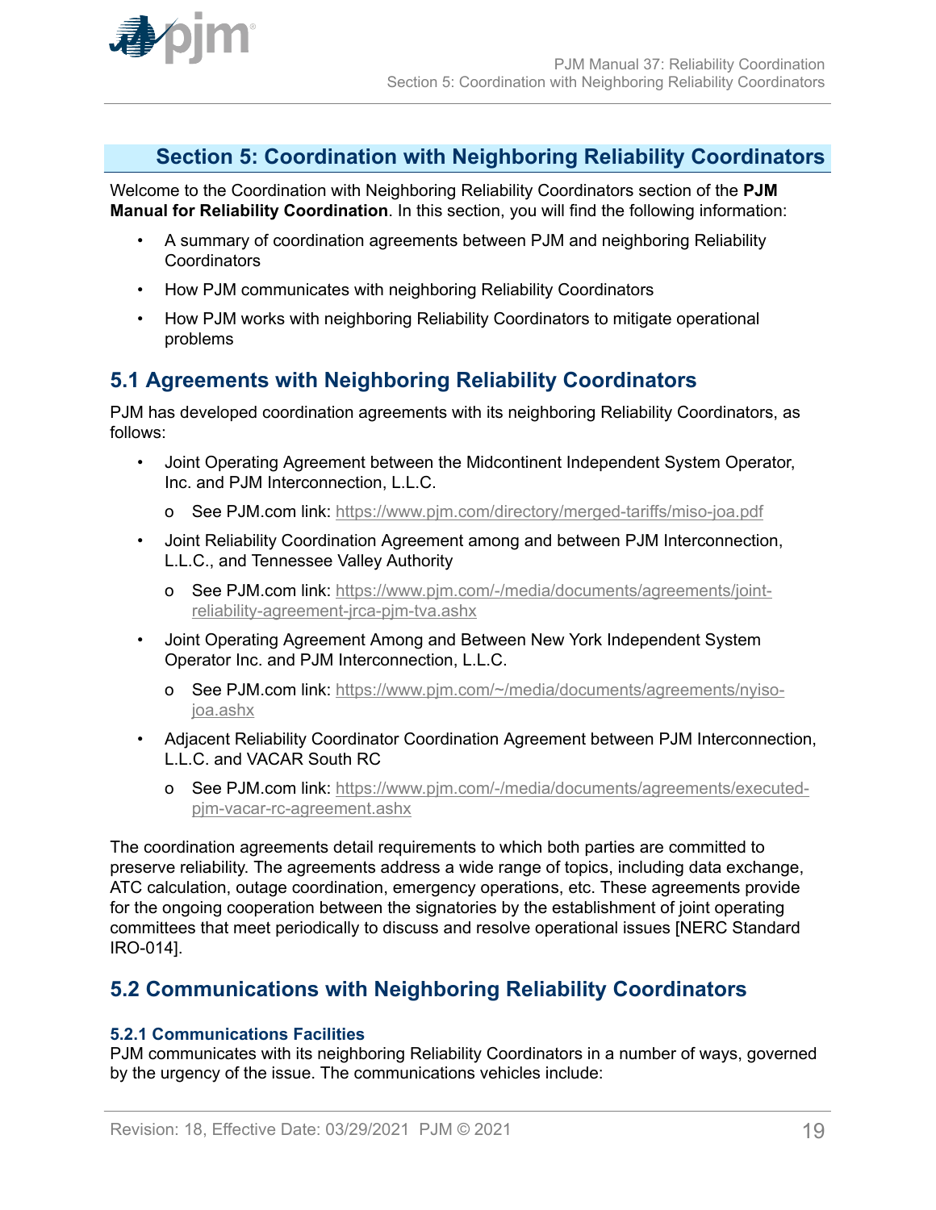# Section 5: Coordination with Neighboring Reliability Coordinators

Welcome to the Coordination with Neighboring Reliability Coordinators section of the **PJM Manual for Reliability Coordination**. In this section, you will find the following information:

- A summary of coordination agreements between PJM and neighboring Reliability Coordinators
- How PJM communicates with neighboring Reliability Coordinators
- How PJM works with neighboring Reliability Coordinators to mitigate operational problems

## 5.1 Agreements with Neighboring Reliability Coordinators

PJM has developed coordination agreements with its neighboring Reliability Coordinators, as follows:

- Joint Operating Agreement between the Midcontinent Independent System Operator, Inc. and PJM Interconnection, L.L.C.
  - See PJM.com link: https://www.pjm.com/directory/merged-tariffs/miso-joa.pdf
- Joint Reliability Coordination Agreement among and between PJM Interconnection, L.L.C., and Tennessee Valley Authority
  - See PJM.com link: https://www.pjm.com/-/media/documents/agreements/joint-reliability-agreement-jrca-pjm-tva.ashx
- Joint Operating Agreement Among and Between New York Independent System Operator Inc. and PJM Interconnection, L.L.C.
  - See PJM.com link: https://www.pjm.com/~/media/documents/agreements/nyiso-joa.ashx
- Adjacent Reliability Coordinator Coordination Agreement between PJM Interconnection, L.L.C. and VACAR South RC
  - See PJM.com link: https://www.pjm.com/-/media/documents/agreements/executed-pjm-vacar-rc-agreement.ashx

The coordination agreements detail requirements to which both parties are committed to preserve reliability. The agreements address a wide range of topics, including data exchange, ATC calculation, outage coordination, emergency operations, etc. These agreements provide for the ongoing cooperation between the signatories by the establishment of joint operating committees that meet periodically to discuss and resolve operational issues [NERC Standard IRO-014].

## 5.2 Communications with Neighboring Reliability Coordinators

### 5.2.1 Communications Facilities

PJM communicates with its neighboring Reliability Coordinators in a number of ways, governed by the urgency of the issue. The communications vehicles include: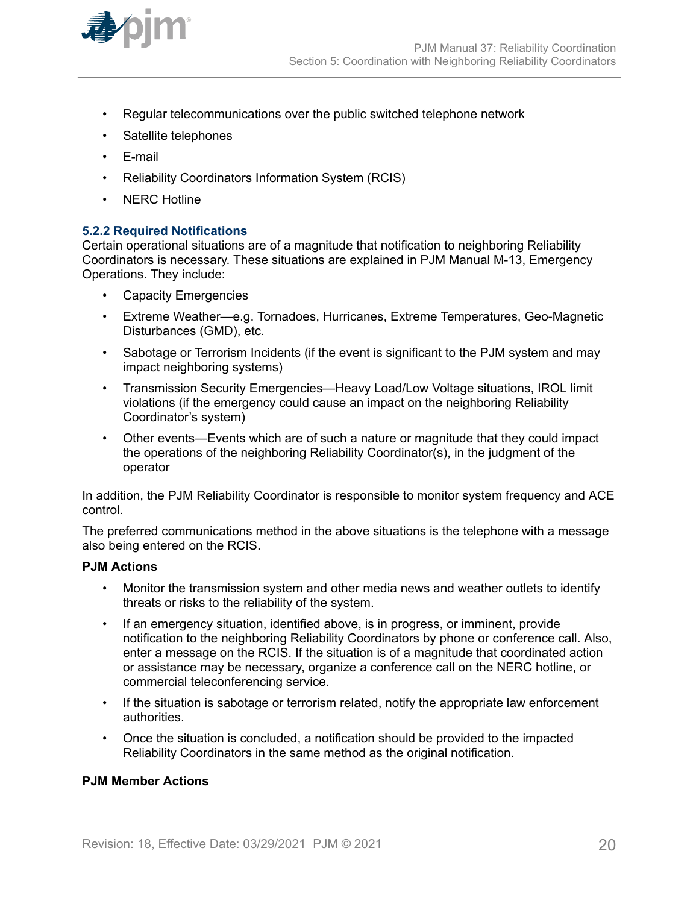- Regular telecommunications over the public switched telephone network
- Satellite telephones
- E-mail
- Reliability Coordinators Information System (RCIS)
- NERC Hotline

### 5.2.2 Required Notifications

Certain operational situations are of a magnitude that notification to neighboring Reliability Coordinators is necessary. These situations are explained in PJM Manual M-13, Emergency Operations. They include:

- Capacity Emergencies
- Extreme Weather—e.g. Tornadoes, Hurricanes, Extreme Temperatures, Geo-Magnetic Disturbances (GMD), etc.
- Sabotage or Terrorism Incidents (if the event is significant to the PJM system and may impact neighboring systems)
- Transmission Security Emergencies—Heavy Load/Low Voltage situations, IROL limit violations (if the emergency could cause an impact on the neighboring Reliability Coordinator's system)
- Other events—Events which are of such a nature or magnitude that they could impact the operations of the neighboring Reliability Coordinator(s), in the judgment of the operator

In addition, the PJM Reliability Coordinator is responsible to monitor system frequency and ACE control.

The preferred communications method in the above situations is the telephone with a message also being entered on the RCIS.

**PJM Actions**

- Monitor the transmission system and other media news and weather outlets to identify threats or risks to the reliability of the system.
- If an emergency situation, identified above, is in progress, or imminent, provide notification to the neighboring Reliability Coordinators by phone or conference call. Also, enter a message on the RCIS. If the situation is of a magnitude that coordinated action or assistance may be necessary, organize a conference call on the NERC hotline, or commercial teleconferencing service.
- If the situation is sabotage or terrorism related, notify the appropriate law enforcement authorities.
- Once the situation is concluded, a notification should be provided to the impacted Reliability Coordinators in the same method as the original notification.

**PJM Member Actions**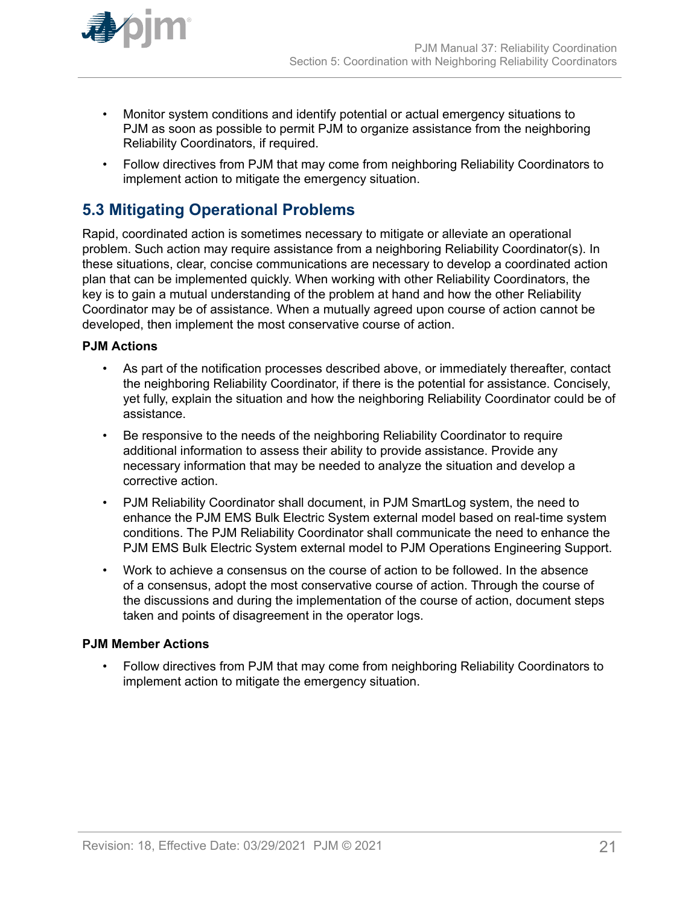- Monitor system conditions and identify potential or actual emergency situations to PJM as soon as possible to permit PJM to organize assistance from the neighboring Reliability Coordinators, if required.
- Follow directives from PJM that may come from neighboring Reliability Coordinators to implement action to mitigate the emergency situation.

## 5.3 Mitigating Operational Problems

Rapid, coordinated action is sometimes necessary to mitigate or alleviate an operational problem. Such action may require assistance from a neighboring Reliability Coordinator(s). In these situations, clear, concise communications are necessary to develop a coordinated action plan that can be implemented quickly. When working with other Reliability Coordinators, the key is to gain a mutual understanding of the problem at hand and how the other Reliability Coordinator may be of assistance. When a mutually agreed upon course of action cannot be developed, then implement the most conservative course of action.

**PJM Actions**

- As part of the notification processes described above, or immediately thereafter, contact the neighboring Reliability Coordinator, if there is the potential for assistance. Concisely, yet fully, explain the situation and how the neighboring Reliability Coordinator could be of assistance.
- Be responsive to the needs of the neighboring Reliability Coordinator to require additional information to assess their ability to provide assistance. Provide any necessary information that may be needed to analyze the situation and develop a corrective action.
- PJM Reliability Coordinator shall document, in PJM SmartLog system, the need to enhance the PJM EMS Bulk Electric System external model based on real-time system conditions. The PJM Reliability Coordinator shall communicate the need to enhance the PJM EMS Bulk Electric System external model to PJM Operations Engineering Support.
- Work to achieve a consensus on the course of action to be followed. In the absence of a consensus, adopt the most conservative course of action. Through the course of the discussions and during the implementation of the course of action, document steps taken and points of disagreement in the operator logs.

**PJM Member Actions**

- Follow directives from PJM that may come from neighboring Reliability Coordinators to implement action to mitigate the emergency situation.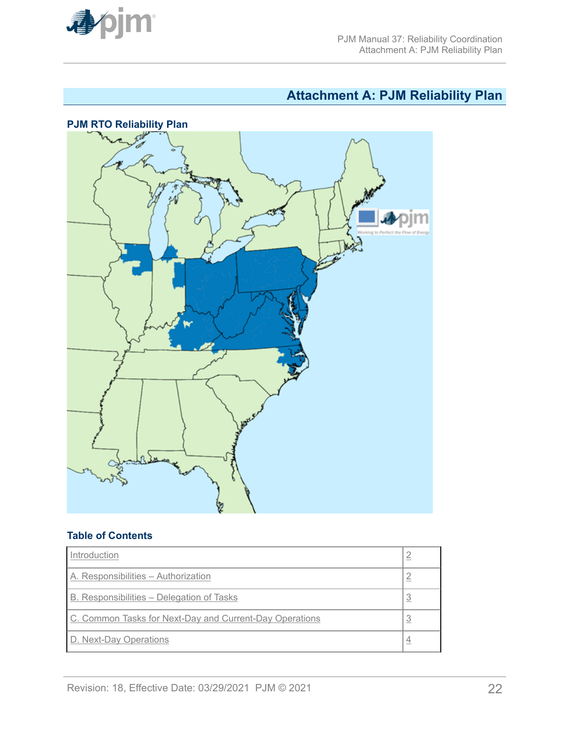# Attachment A: PJM Reliability Plan

## PJM RTO Reliability Plan

## Table of Contents

| | |
|---|---|
| Introduction | 2 |
| A. Responsibilities – Authorization | 2 |
| B. Responsibilities – Delegation of Tasks | 3 |
| C. Common Tasks for Next-Day and Current-Day Operations | 3 |
| D. Next-Day Operations | 4 |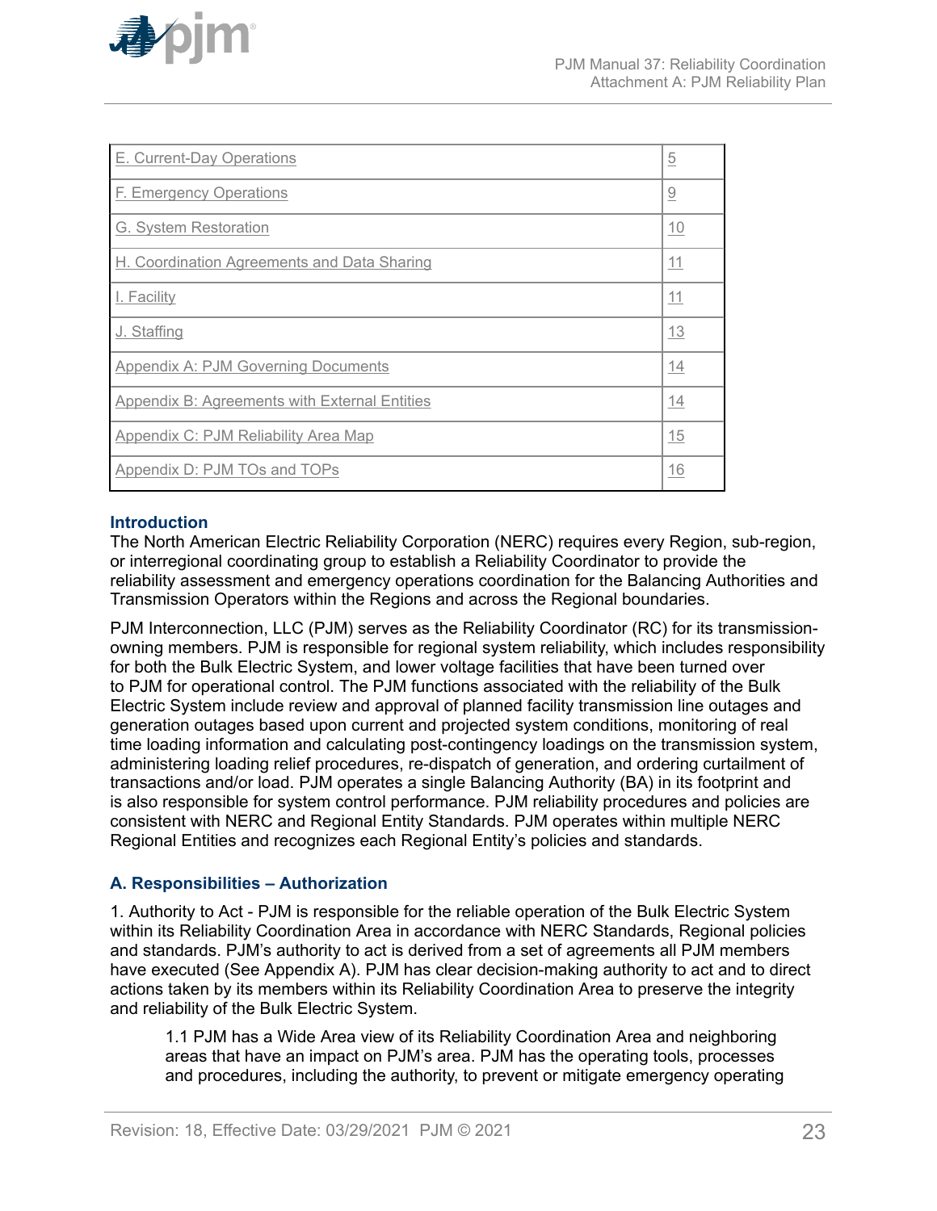| | |
|---|---|
| E. Current-Day Operations | 5 |
| F. Emergency Operations | 9 |
| G. System Restoration | 10 |
| H. Coordination Agreements and Data Sharing | 11 |
| I. Facility | 11 |
| J. Staffing | 13 |
| Appendix A: PJM Governing Documents | 14 |
| Appendix B: Agreements with External Entities | 14 |
| Appendix C: PJM Reliability Area Map | 15 |
| Appendix D: PJM TOs and TOPs | 16 |

### Introduction

The North American Electric Reliability Corporation (NERC) requires every Region, sub-region, or interregional coordinating group to establish a Reliability Coordinator to provide the reliability assessment and emergency operations coordination for the Balancing Authorities and Transmission Operators within the Regions and across the Regional boundaries.

PJM Interconnection, LLC (PJM) serves as the Reliability Coordinator (RC) for its transmission-owning members. PJM is responsible for regional system reliability, which includes responsibility for both the Bulk Electric System, and lower voltage facilities that have been turned over to PJM for operational control. The PJM functions associated with the reliability of the Bulk Electric System include review and approval of planned facility transmission line outages and generation outages based upon current and projected system conditions, monitoring of real time loading information and calculating post-contingency loadings on the transmission system, administering loading relief procedures, re-dispatch of generation, and ordering curtailment of transactions and/or load. PJM operates a single Balancing Authority (BA) in its footprint and is also responsible for system control performance. PJM reliability procedures and policies are consistent with NERC and Regional Entity Standards. PJM operates within multiple NERC Regional Entities and recognizes each Regional Entity's policies and standards.

### A. Responsibilities – Authorization

1. Authority to Act - PJM is responsible for the reliable operation of the Bulk Electric System within its Reliability Coordination Area in accordance with NERC Standards, Regional policies and standards. PJM's authority to act is derived from a set of agreements all PJM members have executed (See Appendix A). PJM has clear decision-making authority to act and to direct actions taken by its members within its Reliability Coordination Area to preserve the integrity and reliability of the Bulk Electric System.

    1.1 PJM has a Wide Area view of its Reliability Coordination Area and neighboring areas that have an impact on PJM's area. PJM has the operating tools, processes and procedures, including the authority, to prevent or mitigate emergency operating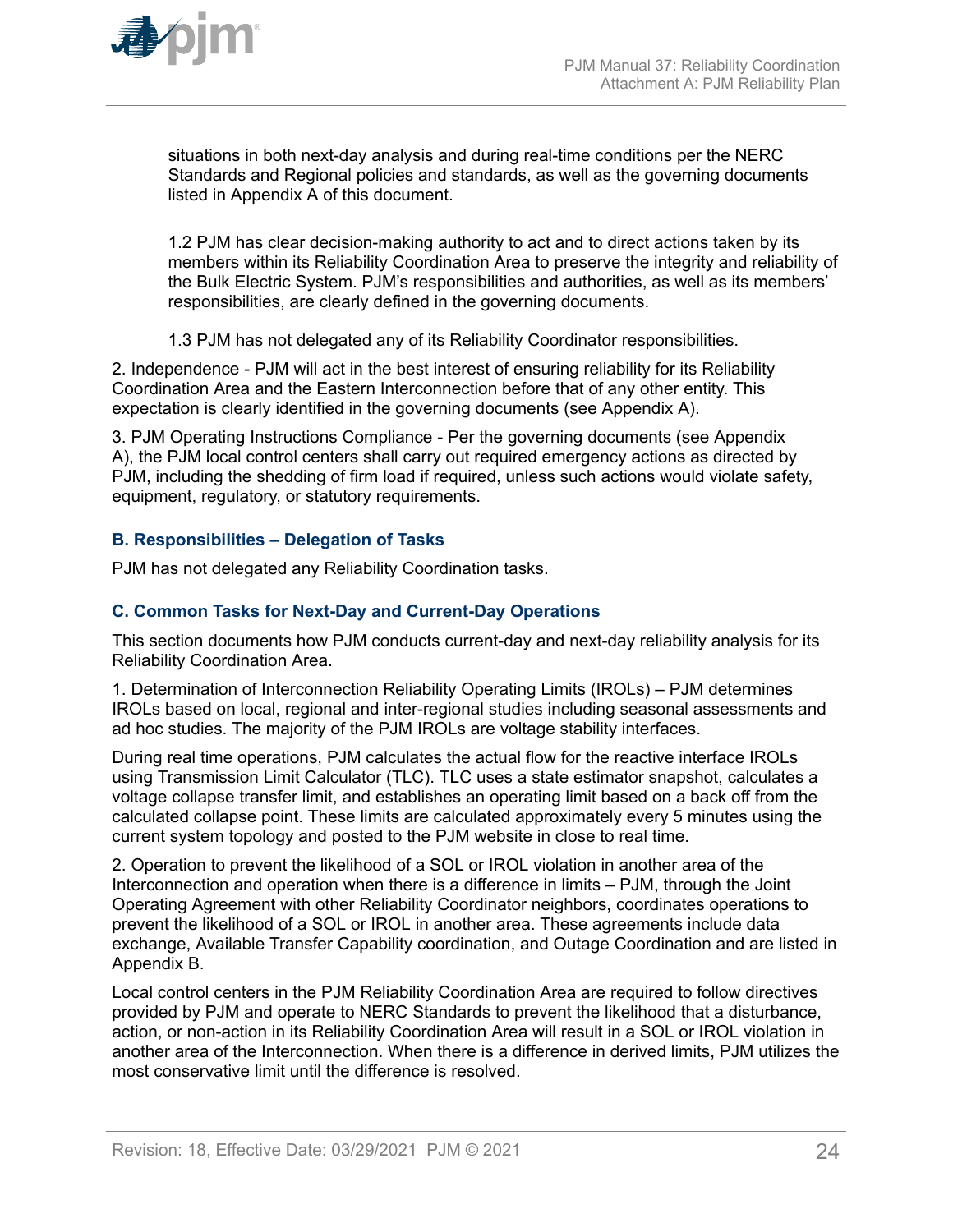situations in both next-day analysis and during real-time conditions per the NERC Standards and Regional policies and standards, as well as the governing documents listed in Appendix A of this document.

1.2 PJM has clear decision-making authority to act and to direct actions taken by its members within its Reliability Coordination Area to preserve the integrity and reliability of the Bulk Electric System. PJM's responsibilities and authorities, as well as its members' responsibilities, are clearly defined in the governing documents.

1.3 PJM has not delegated any of its Reliability Coordinator responsibilities.

2. Independence - PJM will act in the best interest of ensuring reliability for its Reliability Coordination Area and the Eastern Interconnection before that of any other entity. This expectation is clearly identified in the governing documents (see Appendix A).

3. PJM Operating Instructions Compliance - Per the governing documents (see Appendix A), the PJM local control centers shall carry out required emergency actions as directed by PJM, including the shedding of firm load if required, unless such actions would violate safety, equipment, regulatory, or statutory requirements.

### B. Responsibilities – Delegation of Tasks

PJM has not delegated any Reliability Coordination tasks.

### C. Common Tasks for Next-Day and Current-Day Operations

This section documents how PJM conducts current-day and next-day reliability analysis for its Reliability Coordination Area.

1. Determination of Interconnection Reliability Operating Limits (IROLs) – PJM determines IROLs based on local, regional and inter-regional studies including seasonal assessments and ad hoc studies. The majority of the PJM IROLs are voltage stability interfaces.

During real time operations, PJM calculates the actual flow for the reactive interface IROLs using Transmission Limit Calculator (TLC). TLC uses a state estimator snapshot, calculates a voltage collapse transfer limit, and establishes an operating limit based on a back off from the calculated collapse point. These limits are calculated approximately every 5 minutes using the current system topology and posted to the PJM website in close to real time.

2. Operation to prevent the likelihood of a SOL or IROL violation in another area of the Interconnection and operation when there is a difference in limits – PJM, through the Joint Operating Agreement with other Reliability Coordinator neighbors, coordinates operations to prevent the likelihood of a SOL or IROL in another area. These agreements include data exchange, Available Transfer Capability coordination, and Outage Coordination and are listed in Appendix B.

Local control centers in the PJM Reliability Coordination Area are required to follow directives provided by PJM and operate to NERC Standards to prevent the likelihood that a disturbance, action, or non-action in its Reliability Coordination Area will result in a SOL or IROL violation in another area of the Interconnection. When there is a difference in derived limits, PJM utilizes the most conservative limit until the difference is resolved.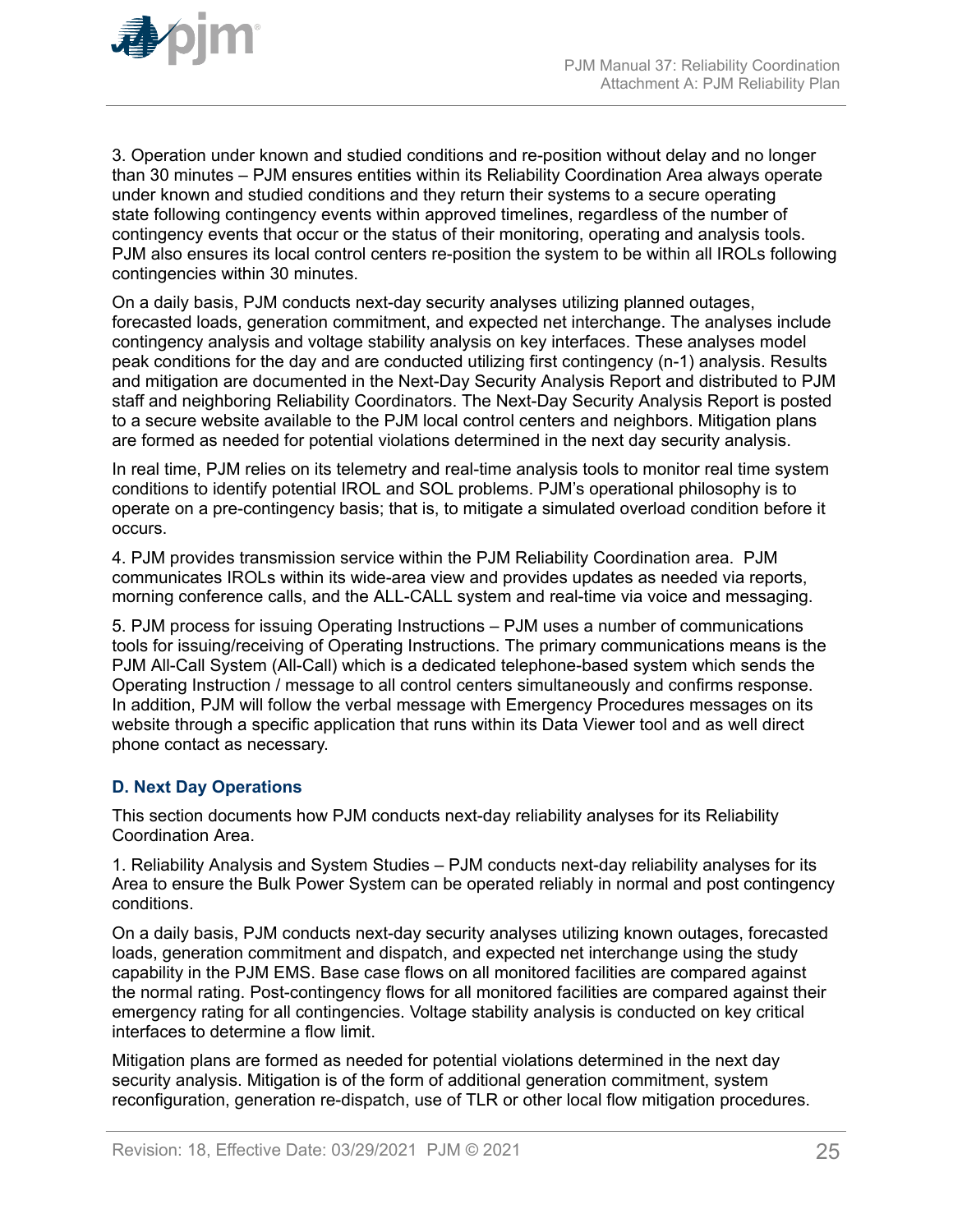3. Operation under known and studied conditions and re-position without delay and no longer than 30 minutes – PJM ensures entities within its Reliability Coordination Area always operate under known and studied conditions and they return their systems to a secure operating state following contingency events within approved timelines, regardless of the number of contingency events that occur or the status of their monitoring, operating and analysis tools. PJM also ensures its local control centers re-position the system to be within all IROLs following contingencies within 30 minutes.

On a daily basis, PJM conducts next-day security analyses utilizing planned outages, forecasted loads, generation commitment, and expected net interchange. The analyses include contingency analysis and voltage stability analysis on key interfaces. These analyses model peak conditions for the day and are conducted utilizing first contingency (n-1) analysis. Results and mitigation are documented in the Next-Day Security Analysis Report and distributed to PJM staff and neighboring Reliability Coordinators. The Next-Day Security Analysis Report is posted to a secure website available to the PJM local control centers and neighbors. Mitigation plans are formed as needed for potential violations determined in the next day security analysis.

In real time, PJM relies on its telemetry and real-time analysis tools to monitor real time system conditions to identify potential IROL and SOL problems. PJM's operational philosophy is to operate on a pre-contingency basis; that is, to mitigate a simulated overload condition before it occurs.

4. PJM provides transmission service within the PJM Reliability Coordination area. PJM communicates IROLs within its wide-area view and provides updates as needed via reports, morning conference calls, and the ALL-CALL system and real-time via voice and messaging.

5. PJM process for issuing Operating Instructions – PJM uses a number of communications tools for issuing/receiving of Operating Instructions. The primary communications means is the PJM All-Call System (All-Call) which is a dedicated telephone-based system which sends the Operating Instruction / message to all control centers simultaneously and confirms response. In addition, PJM will follow the verbal message with Emergency Procedures messages on its website through a specific application that runs within its Data Viewer tool and as well direct phone contact as necessary.

### D. Next Day Operations

This section documents how PJM conducts next-day reliability analyses for its Reliability Coordination Area.

1. Reliability Analysis and System Studies – PJM conducts next-day reliability analyses for its Area to ensure the Bulk Power System can be operated reliably in normal and post contingency conditions.

On a daily basis, PJM conducts next-day security analyses utilizing known outages, forecasted loads, generation commitment and dispatch, and expected net interchange using the study capability in the PJM EMS. Base case flows on all monitored facilities are compared against the normal rating. Post-contingency flows for all monitored facilities are compared against their emergency rating for all contingencies. Voltage stability analysis is conducted on key critical interfaces to determine a flow limit.

Mitigation plans are formed as needed for potential violations determined in the next day security analysis. Mitigation is of the form of additional generation commitment, system reconfiguration, generation re-dispatch, use of TLR or other local flow mitigation procedures.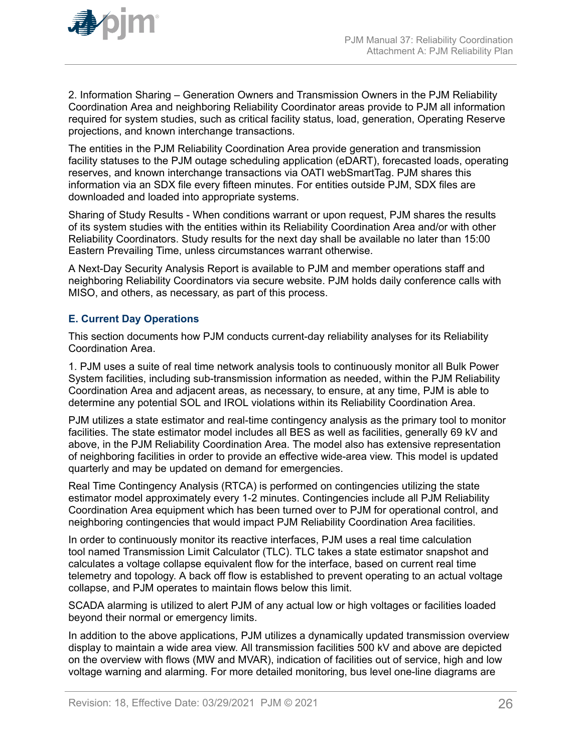2. Information Sharing – Generation Owners and Transmission Owners in the PJM Reliability Coordination Area and neighboring Reliability Coordinator areas provide to PJM all information required for system studies, such as critical facility status, load, generation, Operating Reserve projections, and known interchange transactions.

The entities in the PJM Reliability Coordination Area provide generation and transmission facility statuses to the PJM outage scheduling application (eDART), forecasted loads, operating reserves, and known interchange transactions via OATI webSmartTag. PJM shares this information via an SDX file every fifteen minutes. For entities outside PJM, SDX files are downloaded and loaded into appropriate systems.

Sharing of Study Results - When conditions warrant or upon request, PJM shares the results of its system studies with the entities within its Reliability Coordination Area and/or with other Reliability Coordinators. Study results for the next day shall be available no later than 15:00 Eastern Prevailing Time, unless circumstances warrant otherwise.

A Next-Day Security Analysis Report is available to PJM and member operations staff and neighboring Reliability Coordinators via secure website. PJM holds daily conference calls with MISO, and others, as necessary, as part of this process.

### E. Current Day Operations

This section documents how PJM conducts current-day reliability analyses for its Reliability Coordination Area.

1. PJM uses a suite of real time network analysis tools to continuously monitor all Bulk Power System facilities, including sub-transmission information as needed, within the PJM Reliability Coordination Area and adjacent areas, as necessary, to ensure, at any time, PJM is able to determine any potential SOL and IROL violations within its Reliability Coordination Area.

PJM utilizes a state estimator and real-time contingency analysis as the primary tool to monitor facilities. The state estimator model includes all BES as well as facilities, generally 69 kV and above, in the PJM Reliability Coordination Area. The model also has extensive representation of neighboring facilities in order to provide an effective wide-area view. This model is updated quarterly and may be updated on demand for emergencies.

Real Time Contingency Analysis (RTCA) is performed on contingencies utilizing the state estimator model approximately every 1-2 minutes. Contingencies include all PJM Reliability Coordination Area equipment which has been turned over to PJM for operational control, and neighboring contingencies that would impact PJM Reliability Coordination Area facilities.

In order to continuously monitor its reactive interfaces, PJM uses a real time calculation tool named Transmission Limit Calculator (TLC). TLC takes a state estimator snapshot and calculates a voltage collapse equivalent flow for the interface, based on current real time telemetry and topology. A back off flow is established to prevent operating to an actual voltage collapse, and PJM operates to maintain flows below this limit.

SCADA alarming is utilized to alert PJM of any actual low or high voltages or facilities loaded beyond their normal or emergency limits.

In addition to the above applications, PJM utilizes a dynamically updated transmission overview display to maintain a wide area view. All transmission facilities 500 kV and above are depicted on the overview with flows (MW and MVAR), indication of facilities out of service, high and low voltage warning and alarming. For more detailed monitoring, bus level one-line diagrams are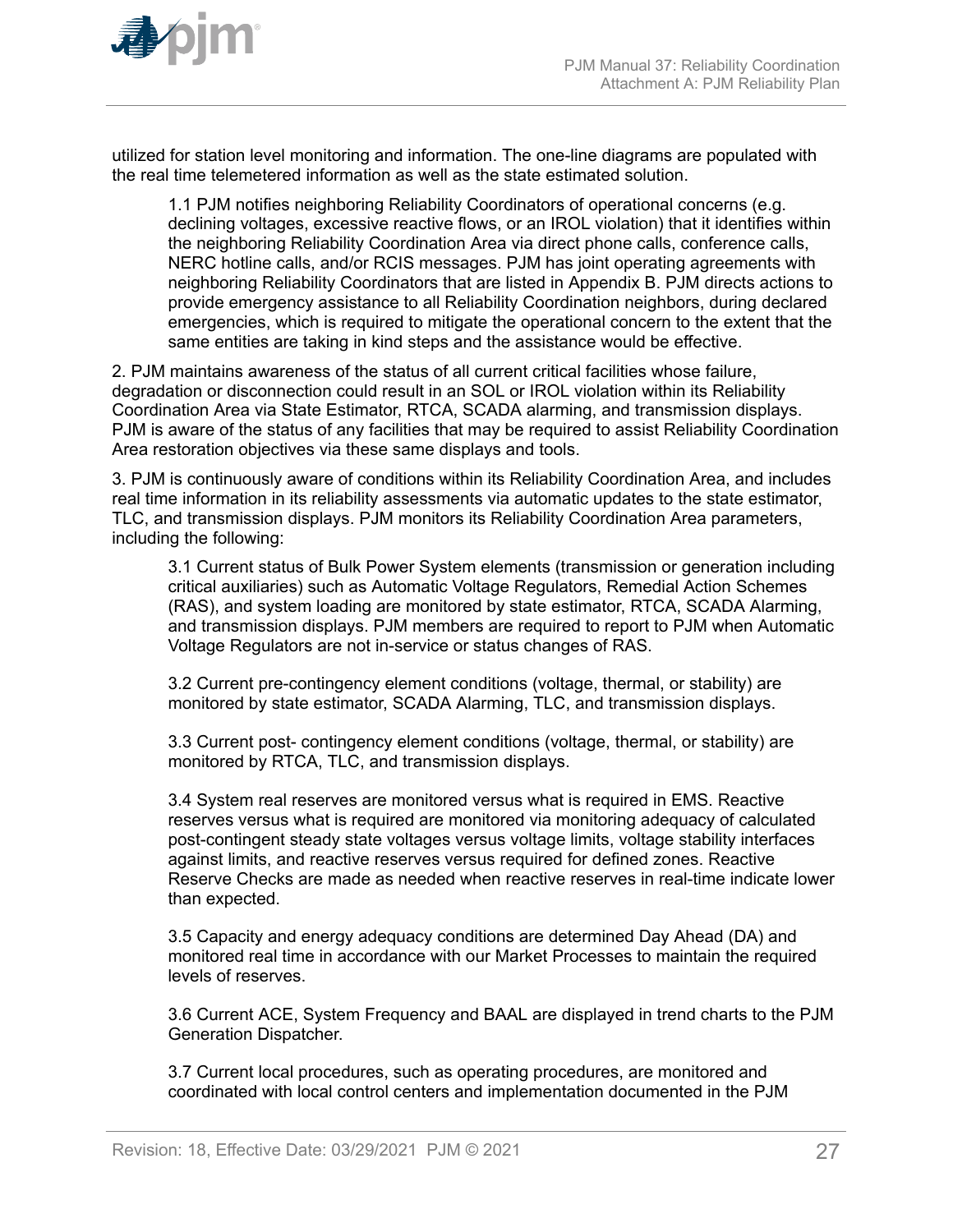utilized for station level monitoring and information. The one-line diagrams are populated with the real time telemetered information as well as the state estimated solution.

> 1.1 PJM notifies neighboring Reliability Coordinators of operational concerns (e.g. declining voltages, excessive reactive flows, or an IROL violation) that it identifies within the neighboring Reliability Coordination Area via direct phone calls, conference calls, NERC hotline calls, and/or RCIS messages. PJM has joint operating agreements with neighboring Reliability Coordinators that are listed in Appendix B. PJM directs actions to provide emergency assistance to all Reliability Coordination neighbors, during declared emergencies, which is required to mitigate the operational concern to the extent that the same entities are taking in kind steps and the assistance would be effective.

2. PJM maintains awareness of the status of all current critical facilities whose failure, degradation or disconnection could result in an SOL or IROL violation within its Reliability Coordination Area via State Estimator, RTCA, SCADA alarming, and transmission displays. PJM is aware of the status of any facilities that may be required to assist Reliability Coordination Area restoration objectives via these same displays and tools.

3. PJM is continuously aware of conditions within its Reliability Coordination Area, and includes real time information in its reliability assessments via automatic updates to the state estimator, TLC, and transmission displays. PJM monitors its Reliability Coordination Area parameters, including the following:

> 3.1 Current status of Bulk Power System elements (transmission or generation including critical auxiliaries) such as Automatic Voltage Regulators, Remedial Action Schemes (RAS), and system loading are monitored by state estimator, RTCA, SCADA Alarming, and transmission displays. PJM members are required to report to PJM when Automatic Voltage Regulators are not in-service or status changes of RAS.
>
> 3.2 Current pre-contingency element conditions (voltage, thermal, or stability) are monitored by state estimator, SCADA Alarming, TLC, and transmission displays.
>
> 3.3 Current post- contingency element conditions (voltage, thermal, or stability) are monitored by RTCA, TLC, and transmission displays.
>
> 3.4 System real reserves are monitored versus what is required in EMS. Reactive reserves versus what is required are monitored via monitoring adequacy of calculated post-contingent steady state voltages versus voltage limits, voltage stability interfaces against limits, and reactive reserves versus required for defined zones. Reactive Reserve Checks are made as needed when reactive reserves in real-time indicate lower than expected.
>
> 3.5 Capacity and energy adequacy conditions are determined Day Ahead (DA) and monitored real time in accordance with our Market Processes to maintain the required levels of reserves.
>
> 3.6 Current ACE, System Frequency and BAAL are displayed in trend charts to the PJM Generation Dispatcher.
>
> 3.7 Current local procedures, such as operating procedures, are monitored and coordinated with local control centers and implementation documented in the PJM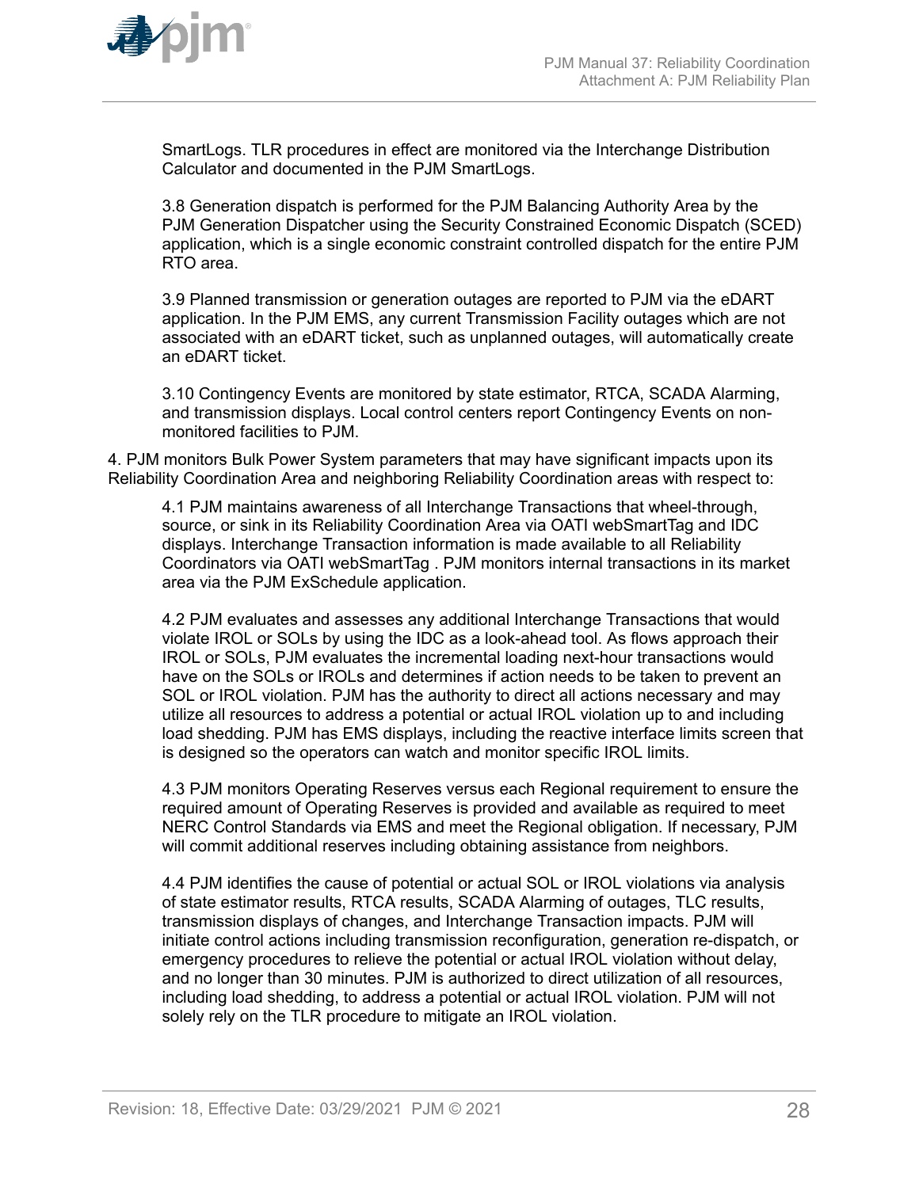SmartLogs. TLR procedures in effect are monitored via the Interchange Distribution Calculator and documented in the PJM SmartLogs.

3.8 Generation dispatch is performed for the PJM Balancing Authority Area by the PJM Generation Dispatcher using the Security Constrained Economic Dispatch (SCED) application, which is a single economic constraint controlled dispatch for the entire PJM RTO area.

3.9 Planned transmission or generation outages are reported to PJM via the eDART application. In the PJM EMS, any current Transmission Facility outages which are not associated with an eDART ticket, such as unplanned outages, will automatically create an eDART ticket.

3.10 Contingency Events are monitored by state estimator, RTCA, SCADA Alarming, and transmission displays. Local control centers report Contingency Events on non-monitored facilities to PJM.

4. PJM monitors Bulk Power System parameters that may have significant impacts upon its Reliability Coordination Area and neighboring Reliability Coordination areas with respect to:

4.1 PJM maintains awareness of all Interchange Transactions that wheel-through, source, or sink in its Reliability Coordination Area via OATI webSmartTag and IDC displays. Interchange Transaction information is made available to all Reliability Coordinators via OATI webSmartTag . PJM monitors internal transactions in its market area via the PJM ExSchedule application.

4.2 PJM evaluates and assesses any additional Interchange Transactions that would violate IROL or SOLs by using the IDC as a look-ahead tool. As flows approach their IROL or SOLs, PJM evaluates the incremental loading next-hour transactions would have on the SOLs or IROLs and determines if action needs to be taken to prevent an SOL or IROL violation. PJM has the authority to direct all actions necessary and may utilize all resources to address a potential or actual IROL violation up to and including load shedding. PJM has EMS displays, including the reactive interface limits screen that is designed so the operators can watch and monitor specific IROL limits.

4.3 PJM monitors Operating Reserves versus each Regional requirement to ensure the required amount of Operating Reserves is provided and available as required to meet NERC Control Standards via EMS and meet the Regional obligation. If necessary, PJM will commit additional reserves including obtaining assistance from neighbors.

4.4 PJM identifies the cause of potential or actual SOL or IROL violations via analysis of state estimator results, RTCA results, SCADA Alarming of outages, TLC results, transmission displays of changes, and Interchange Transaction impacts. PJM will initiate control actions including transmission reconfiguration, generation re-dispatch, or emergency procedures to relieve the potential or actual IROL violation without delay, and no longer than 30 minutes. PJM is authorized to direct utilization of all resources, including load shedding, to address a potential or actual IROL violation. PJM will not solely rely on the TLR procedure to mitigate an IROL violation.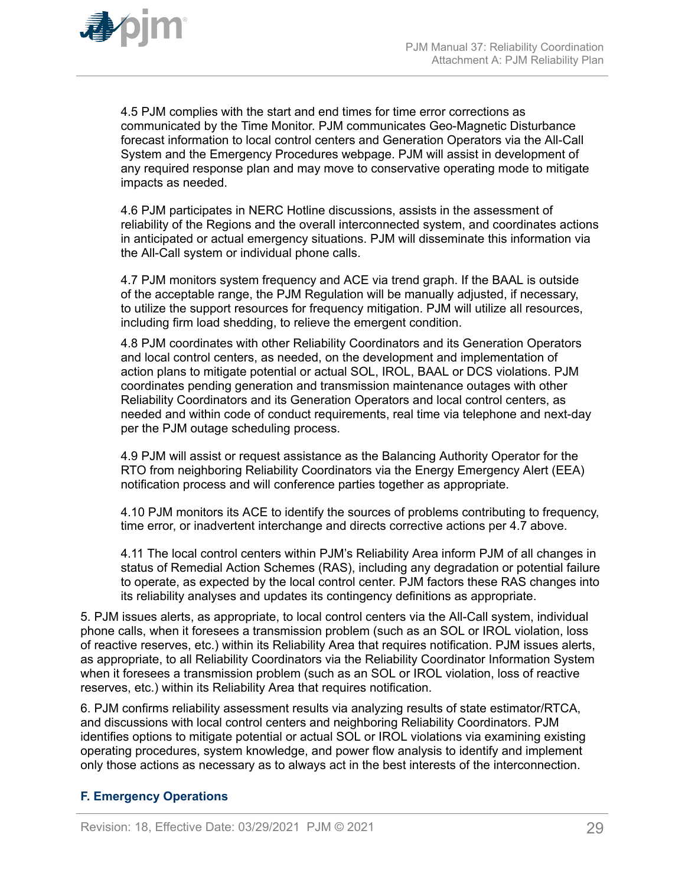4.5 PJM complies with the start and end times for time error corrections as communicated by the Time Monitor. PJM communicates Geo-Magnetic Disturbance forecast information to local control centers and Generation Operators via the All-Call System and the Emergency Procedures webpage. PJM will assist in development of any required response plan and may move to conservative operating mode to mitigate impacts as needed.

4.6 PJM participates in NERC Hotline discussions, assists in the assessment of reliability of the Regions and the overall interconnected system, and coordinates actions in anticipated or actual emergency situations. PJM will disseminate this information via the All-Call system or individual phone calls.

4.7 PJM monitors system frequency and ACE via trend graph. If the BAAL is outside of the acceptable range, the PJM Regulation will be manually adjusted, if necessary, to utilize the support resources for frequency mitigation. PJM will utilize all resources, including firm load shedding, to relieve the emergent condition.

4.8 PJM coordinates with other Reliability Coordinators and its Generation Operators and local control centers, as needed, on the development and implementation of action plans to mitigate potential or actual SOL, IROL, BAAL or DCS violations. PJM coordinates pending generation and transmission maintenance outages with other Reliability Coordinators and its Generation Operators and local control centers, as needed and within code of conduct requirements, real time via telephone and next-day per the PJM outage scheduling process.

4.9 PJM will assist or request assistance as the Balancing Authority Operator for the RTO from neighboring Reliability Coordinators via the Energy Emergency Alert (EEA) notification process and will conference parties together as appropriate.

4.10 PJM monitors its ACE to identify the sources of problems contributing to frequency, time error, or inadvertent interchange and directs corrective actions per 4.7 above.

4.11 The local control centers within PJM's Reliability Area inform PJM of all changes in status of Remedial Action Schemes (RAS), including any degradation or potential failure to operate, as expected by the local control center. PJM factors these RAS changes into its reliability analyses and updates its contingency definitions as appropriate.

5. PJM issues alerts, as appropriate, to local control centers via the All-Call system, individual phone calls, when it foresees a transmission problem (such as an SOL or IROL violation, loss of reactive reserves, etc.) within its Reliability Area that requires notification. PJM issues alerts, as appropriate, to all Reliability Coordinators via the Reliability Coordinator Information System when it foresees a transmission problem (such as an SOL or IROL violation, loss of reactive reserves, etc.) within its Reliability Area that requires notification.

6. PJM confirms reliability assessment results via analyzing results of state estimator/RTCA, and discussions with local control centers and neighboring Reliability Coordinators. PJM identifies options to mitigate potential or actual SOL or IROL violations via examining existing operating procedures, system knowledge, and power flow analysis to identify and implement only those actions as necessary as to always act in the best interests of the interconnection.

### F. Emergency Operations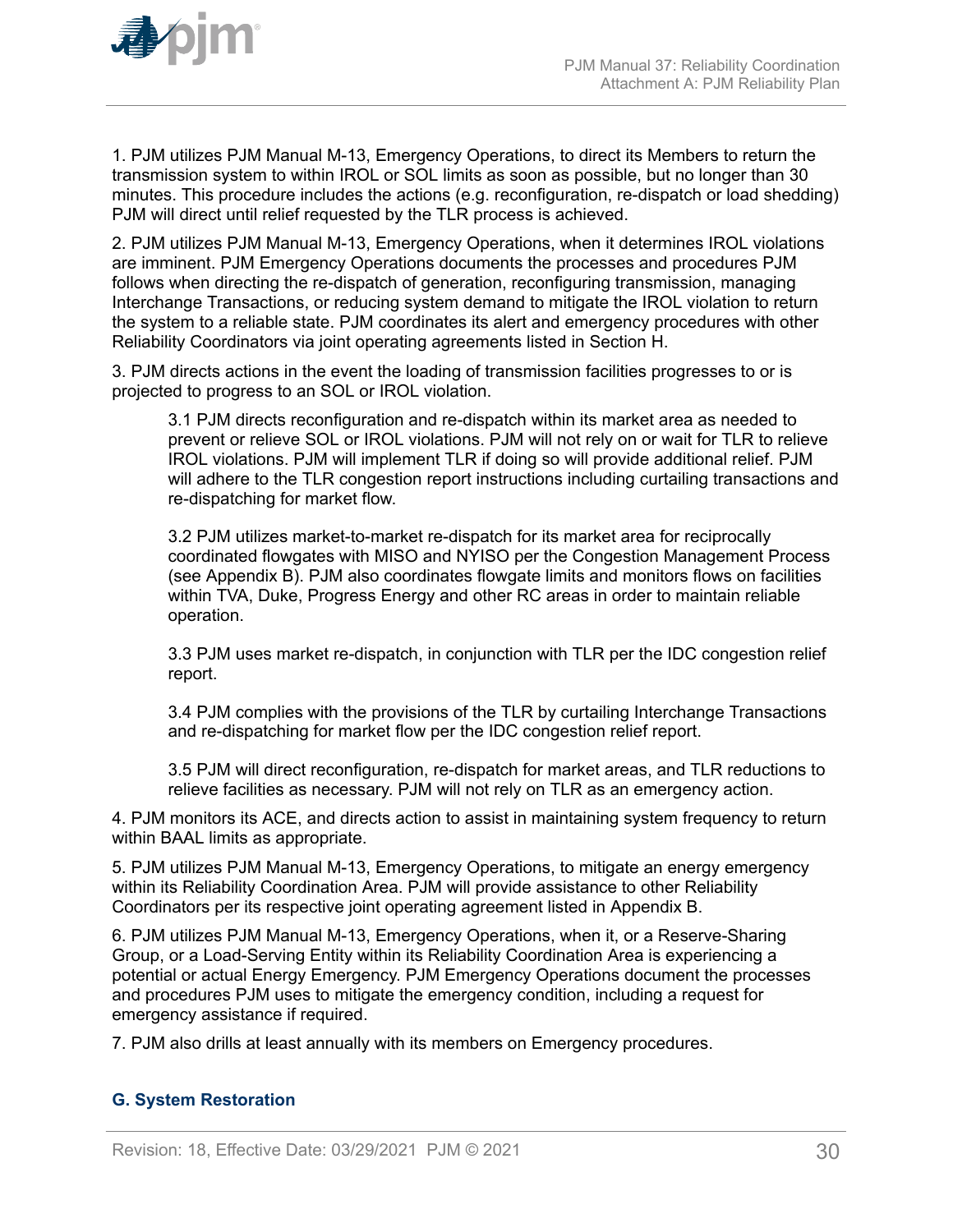1. PJM utilizes PJM Manual M-13, Emergency Operations, to direct its Members to return the transmission system to within IROL or SOL limits as soon as possible, but no longer than 30 minutes. This procedure includes the actions (e.g. reconfiguration, re-dispatch or load shedding) PJM will direct until relief requested by the TLR process is achieved.

2. PJM utilizes PJM Manual M-13, Emergency Operations, when it determines IROL violations are imminent. PJM Emergency Operations documents the processes and procedures PJM follows when directing the re-dispatch of generation, reconfiguring transmission, managing Interchange Transactions, or reducing system demand to mitigate the IROL violation to return the system to a reliable state. PJM coordinates its alert and emergency procedures with other Reliability Coordinators via joint operating agreements listed in Section H.

3. PJM directs actions in the event the loading of transmission facilities progresses to or is projected to progress to an SOL or IROL violation.

 3.1 PJM directs reconfiguration and re-dispatch within its market area as needed to prevent or relieve SOL or IROL violations. PJM will not rely on or wait for TLR to relieve IROL violations. PJM will implement TLR if doing so will provide additional relief. PJM will adhere to the TLR congestion report instructions including curtailing transactions and re-dispatching for market flow.

 3.2 PJM utilizes market-to-market re-dispatch for its market area for reciprocally coordinated flowgates with MISO and NYISO per the Congestion Management Process (see Appendix B). PJM also coordinates flowgate limits and monitors flows on facilities within TVA, Duke, Progress Energy and other RC areas in order to maintain reliable operation.

 3.3 PJM uses market re-dispatch, in conjunction with TLR per the IDC congestion relief report.

 3.4 PJM complies with the provisions of the TLR by curtailing Interchange Transactions and re-dispatching for market flow per the IDC congestion relief report.

 3.5 PJM will direct reconfiguration, re-dispatch for market areas, and TLR reductions to relieve facilities as necessary. PJM will not rely on TLR as an emergency action.

4. PJM monitors its ACE, and directs action to assist in maintaining system frequency to return within BAAL limits as appropriate.

5. PJM utilizes PJM Manual M-13, Emergency Operations, to mitigate an energy emergency within its Reliability Coordination Area. PJM will provide assistance to other Reliability Coordinators per its respective joint operating agreement listed in Appendix B.

6. PJM utilizes PJM Manual M-13, Emergency Operations, when it, or a Reserve-Sharing Group, or a Load-Serving Entity within its Reliability Coordination Area is experiencing a potential or actual Energy Emergency. PJM Emergency Operations document the processes and procedures PJM uses to mitigate the emergency condition, including a request for emergency assistance if required.

7. PJM also drills at least annually with its members on Emergency procedures.

### G. System Restoration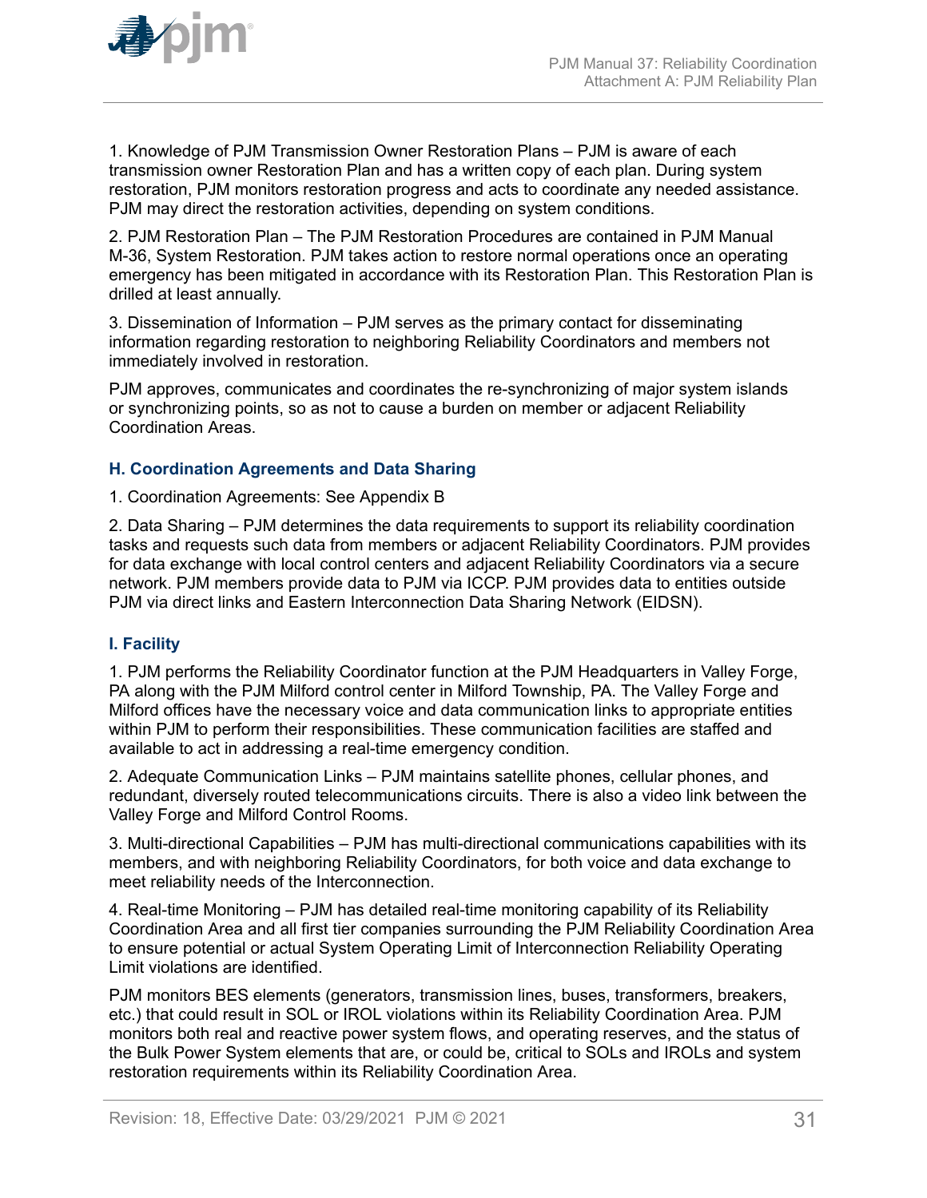1. Knowledge of PJM Transmission Owner Restoration Plans – PJM is aware of each transmission owner Restoration Plan and has a written copy of each plan. During system restoration, PJM monitors restoration progress and acts to coordinate any needed assistance. PJM may direct the restoration activities, depending on system conditions.

2. PJM Restoration Plan – The PJM Restoration Procedures are contained in PJM Manual M-36, System Restoration. PJM takes action to restore normal operations once an operating emergency has been mitigated in accordance with its Restoration Plan. This Restoration Plan is drilled at least annually.

3. Dissemination of Information – PJM serves as the primary contact for disseminating information regarding restoration to neighboring Reliability Coordinators and members not immediately involved in restoration.

PJM approves, communicates and coordinates the re-synchronizing of major system islands or synchronizing points, so as not to cause a burden on member or adjacent Reliability Coordination Areas.

### H. Coordination Agreements and Data Sharing

1. Coordination Agreements: See Appendix B

2. Data Sharing – PJM determines the data requirements to support its reliability coordination tasks and requests such data from members or adjacent Reliability Coordinators. PJM provides for data exchange with local control centers and adjacent Reliability Coordinators via a secure network. PJM members provide data to PJM via ICCP. PJM provides data to entities outside PJM via direct links and Eastern Interconnection Data Sharing Network (EIDSN).

### I. Facility

1. PJM performs the Reliability Coordinator function at the PJM Headquarters in Valley Forge, PA along with the PJM Milford control center in Milford Township, PA. The Valley Forge and Milford offices have the necessary voice and data communication links to appropriate entities within PJM to perform their responsibilities. These communication facilities are staffed and available to act in addressing a real-time emergency condition.

2. Adequate Communication Links – PJM maintains satellite phones, cellular phones, and redundant, diversely routed telecommunications circuits. There is also a video link between the Valley Forge and Milford Control Rooms.

3. Multi-directional Capabilities – PJM has multi-directional communications capabilities with its members, and with neighboring Reliability Coordinators, for both voice and data exchange to meet reliability needs of the Interconnection.

4. Real-time Monitoring – PJM has detailed real-time monitoring capability of its Reliability Coordination Area and all first tier companies surrounding the PJM Reliability Coordination Area to ensure potential or actual System Operating Limit of Interconnection Reliability Operating Limit violations are identified.

PJM monitors BES elements (generators, transmission lines, buses, transformers, breakers, etc.) that could result in SOL or IROL violations within its Reliability Coordination Area. PJM monitors both real and reactive power system flows, and operating reserves, and the status of the Bulk Power System elements that are, or could be, critical to SOLs and IROLs and system restoration requirements within its Reliability Coordination Area.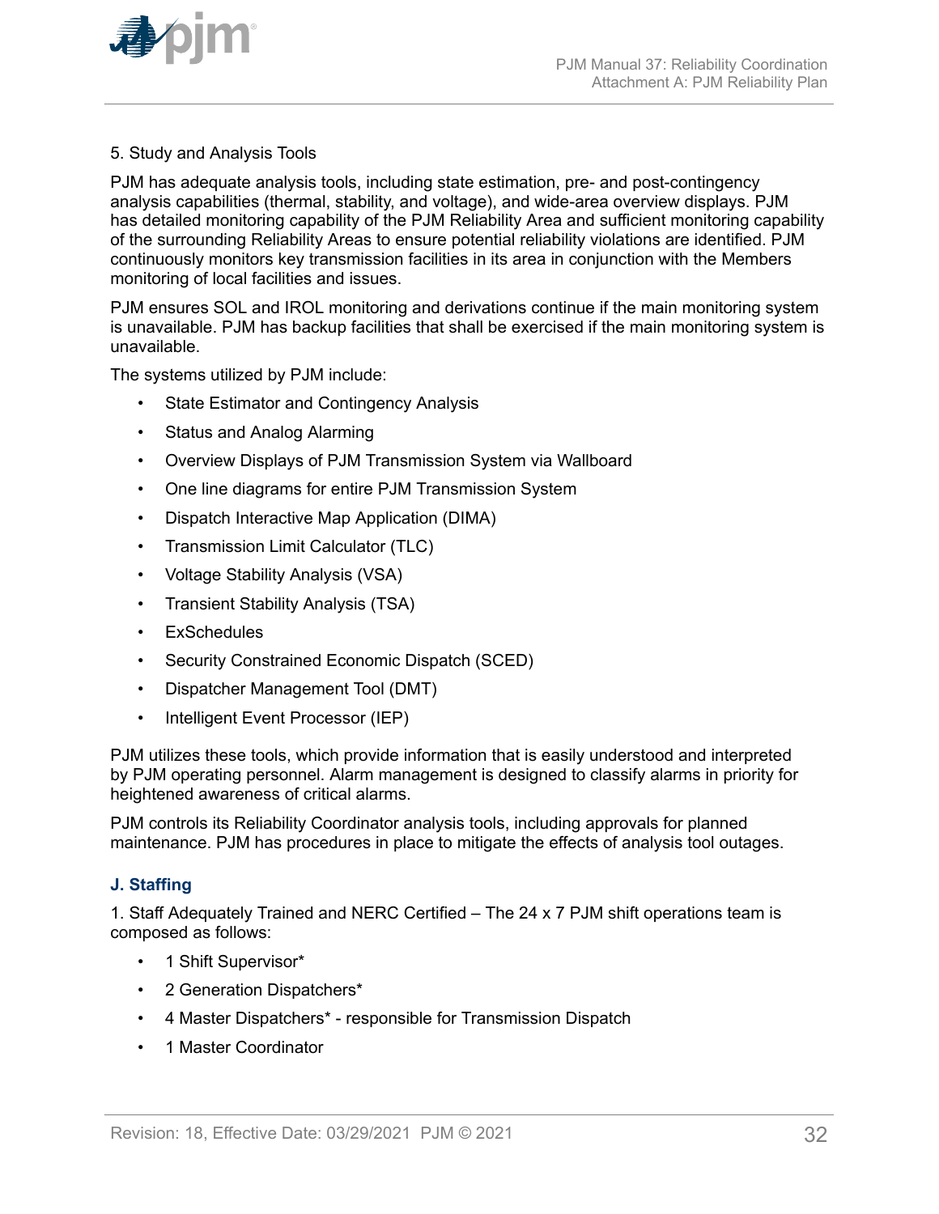5. Study and Analysis Tools

PJM has adequate analysis tools, including state estimation, pre- and post-contingency analysis capabilities (thermal, stability, and voltage), and wide-area overview displays. PJM has detailed monitoring capability of the PJM Reliability Area and sufficient monitoring capability of the surrounding Reliability Areas to ensure potential reliability violations are identified. PJM continuously monitors key transmission facilities in its area in conjunction with the Members monitoring of local facilities and issues.

PJM ensures SOL and IROL monitoring and derivations continue if the main monitoring system is unavailable. PJM has backup facilities that shall be exercised if the main monitoring system is unavailable.

The systems utilized by PJM include:

- State Estimator and Contingency Analysis
- Status and Analog Alarming
- Overview Displays of PJM Transmission System via Wallboard
- One line diagrams for entire PJM Transmission System
- Dispatch Interactive Map Application (DIMA)
- Transmission Limit Calculator (TLC)
- Voltage Stability Analysis (VSA)
- Transient Stability Analysis (TSA)
- ExSchedules
- Security Constrained Economic Dispatch (SCED)
- Dispatcher Management Tool (DMT)
- Intelligent Event Processor (IEP)

PJM utilizes these tools, which provide information that is easily understood and interpreted by PJM operating personnel. Alarm management is designed to classify alarms in priority for heightened awareness of critical alarms.

PJM controls its Reliability Coordinator analysis tools, including approvals for planned maintenance. PJM has procedures in place to mitigate the effects of analysis tool outages.

### J. Staffing

1. Staff Adequately Trained and NERC Certified – The 24 x 7 PJM shift operations team is composed as follows:

- 1 Shift Supervisor*
- 2 Generation Dispatchers*
- 4 Master Dispatchers* - responsible for Transmission Dispatch
- 1 Master Coordinator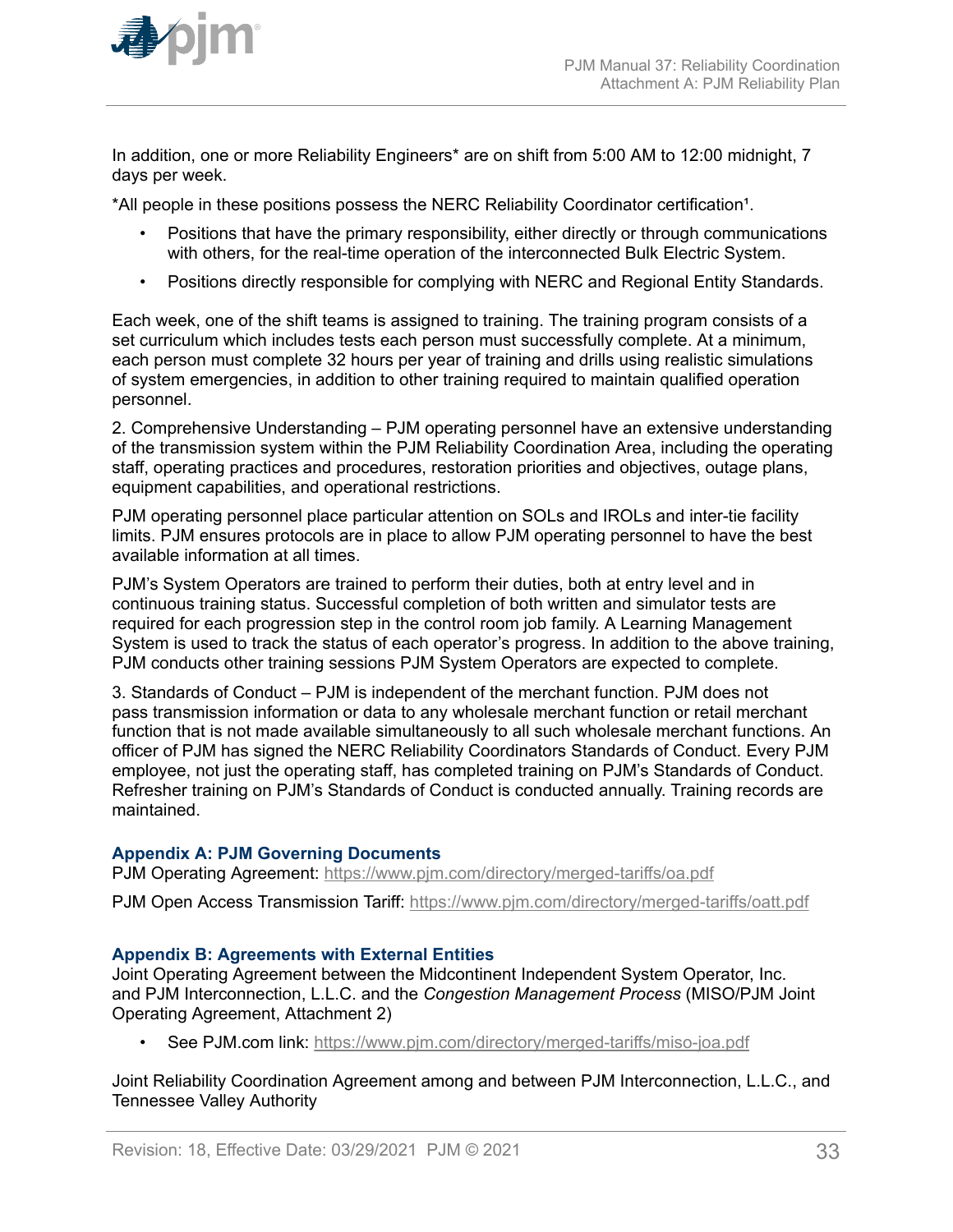In addition, one or more Reliability Engineers* are on shift from 5:00 AM to 12:00 midnight, 7 days per week.

*All people in these positions possess the NERC Reliability Coordinator certification[1].

- Positions that have the primary responsibility, either directly or through communications with others, for the real-time operation of the interconnected Bulk Electric System.
- Positions directly responsible for complying with NERC and Regional Entity Standards.

Each week, one of the shift teams is assigned to training. The training program consists of a set curriculum which includes tests each person must successfully complete. At a minimum, each person must complete 32 hours per year of training and drills using realistic simulations of system emergencies, in addition to other training required to maintain qualified operation personnel.

2. Comprehensive Understanding – PJM operating personnel have an extensive understanding of the transmission system within the PJM Reliability Coordination Area, including the operating staff, operating practices and procedures, restoration priorities and objectives, outage plans, equipment capabilities, and operational restrictions.

PJM operating personnel place particular attention on SOLs and IROLs and inter-tie facility limits. PJM ensures protocols are in place to allow PJM operating personnel to have the best available information at all times.

PJM's System Operators are trained to perform their duties, both at entry level and in continuous training status. Successful completion of both written and simulator tests are required for each progression step in the control room job family. A Learning Management System is used to track the status of each operator's progress. In addition to the above training, PJM conducts other training sessions PJM System Operators are expected to complete.

3. Standards of Conduct – PJM is independent of the merchant function. PJM does not pass transmission information or data to any wholesale merchant function or retail merchant function that is not made available simultaneously to all such wholesale merchant functions. An officer of PJM has signed the NERC Reliability Coordinators Standards of Conduct. Every PJM employee, not just the operating staff, has completed training on PJM's Standards of Conduct. Refresher training on PJM's Standards of Conduct is conducted annually. Training records are maintained.

### Appendix A: PJM Governing Documents

PJM Operating Agreement: https://www.pjm.com/directory/merged-tariffs/oa.pdf

PJM Open Access Transmission Tariff: https://www.pjm.com/directory/merged-tariffs/oatt.pdf

### Appendix B: Agreements with External Entities

Joint Operating Agreement between the Midcontinent Independent System Operator, Inc. and PJM Interconnection, L.L.C. and the *Congestion Management Process* (MISO/PJM Joint Operating Agreement, Attachment 2)

- See PJM.com link: https://www.pjm.com/directory/merged-tariffs/miso-joa.pdf

Joint Reliability Coordination Agreement among and between PJM Interconnection, L.L.C., and Tennessee Valley Authority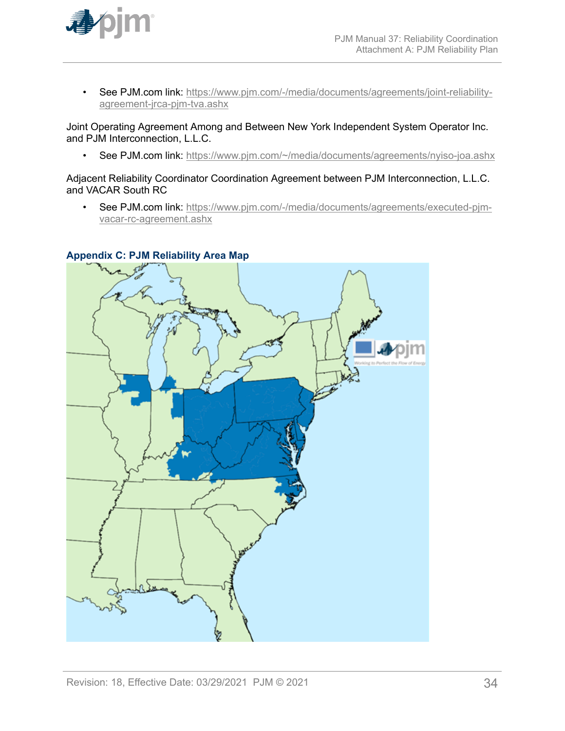- See PJM.com link: https://www.pjm.com/-/media/documents/agreements/joint-reliability-agreement-jrca-pjm-tva.ashx

Joint Operating Agreement Among and Between New York Independent System Operator Inc. and PJM Interconnection, L.L.C.

- See PJM.com link: https://www.pjm.com/~/media/documents/agreements/nyiso-joa.ashx

Adjacent Reliability Coordinator Coordination Agreement between PJM Interconnection, L.L.C. and VACAR South RC

- See PJM.com link: https://www.pjm.com/-/media/documents/agreements/executed-pjm-vacar-rc-agreement.ashx

## Appendix C: PJM Reliability Area Map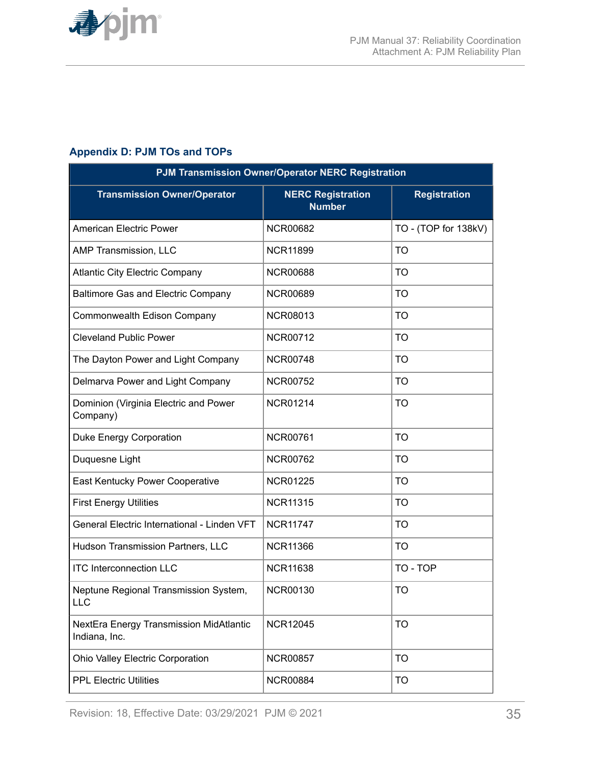## Appendix D: PJM TOs and TOPs

| PJM Transmission Owner/Operator NERC Registration | | |
|---|---|---|
| **Transmission Owner/Operator** | **NERC Registration Number** | **Registration** |
| American Electric Power | NCR00682 | TO - (TOP for 138kV) |
| AMP Transmission, LLC | NCR11899 | TO |
| Atlantic City Electric Company | NCR00688 | TO |
| Baltimore Gas and Electric Company | NCR00689 | TO |
| Commonwealth Edison Company | NCR08013 | TO |
| Cleveland Public Power | NCR00712 | TO |
| The Dayton Power and Light Company | NCR00748 | TO |
| Delmarva Power and Light Company | NCR00752 | TO |
| Dominion (Virginia Electric and Power Company) | NCR01214 | TO |
| Duke Energy Corporation | NCR00761 | TO |
| Duquesne Light | NCR00762 | TO |
| East Kentucky Power Cooperative | NCR01225 | TO |
| First Energy Utilities | NCR11315 | TO |
| General Electric International - Linden VFT | NCR11747 | TO |
| Hudson Transmission Partners, LLC | NCR11366 | TO |
| ITC Interconnection LLC | NCR11638 | TO - TOP |
| Neptune Regional Transmission System, LLC | NCR00130 | TO |
| NextEra Energy Transmission MidAtlantic Indiana, Inc. | NCR12045 | TO |
| Ohio Valley Electric Corporation | NCR00857 | TO |
| PPL Electric Utilities | NCR00884 | TO |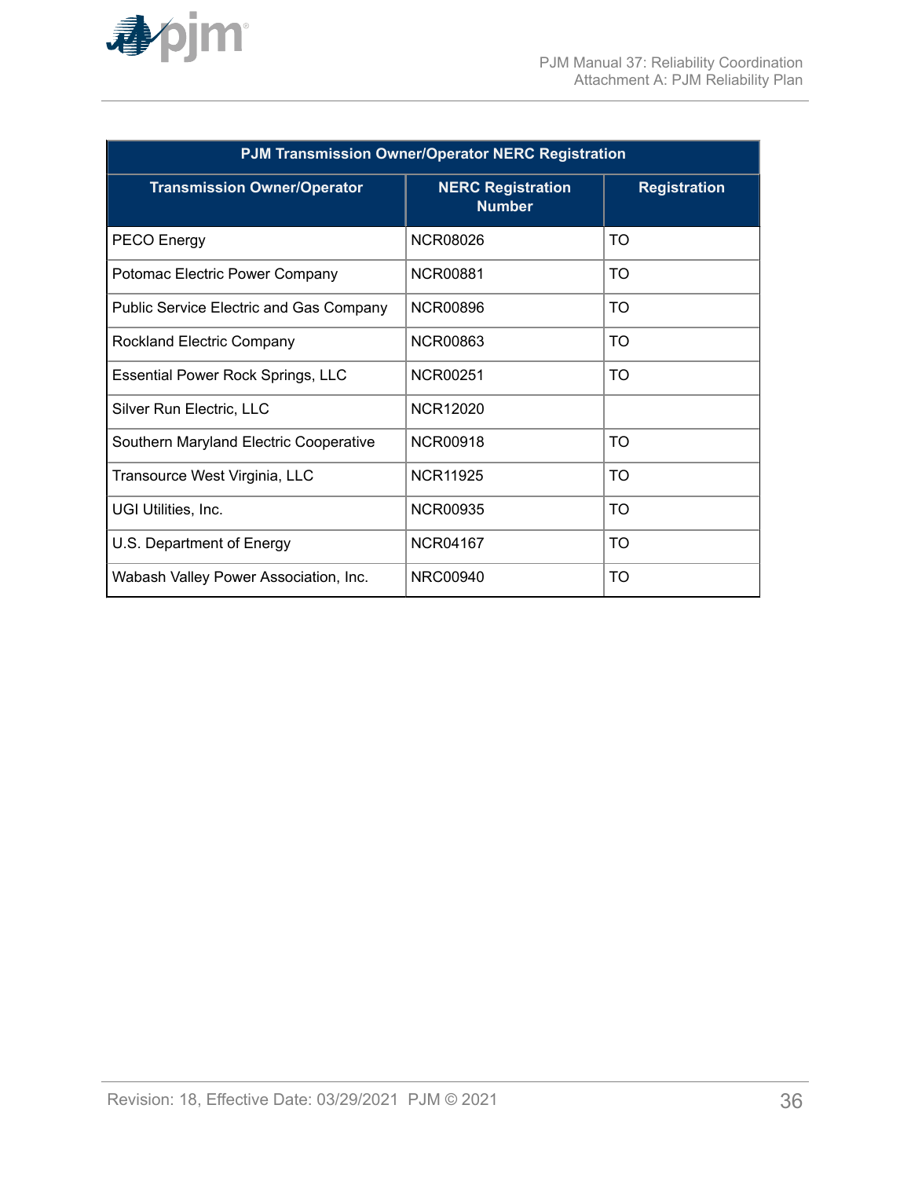| PJM Transmission Owner/Operator NERC Registration | | |
|---|---|---|
| **Transmission Owner/Operator** | **NERC Registration Number** | **Registration** |
| PECO Energy | NCR08026 | TO |
| Potomac Electric Power Company | NCR00881 | TO |
| Public Service Electric and Gas Company | NCR00896 | TO |
| Rockland Electric Company | NCR00863 | TO |
| Essential Power Rock Springs, LLC | NCR00251 | TO |
| Silver Run Electric, LLC | NCR12020 | |
| Southern Maryland Electric Cooperative | NCR00918 | TO |
| Transource West Virginia, LLC | NCR11925 | TO |
| UGI Utilities, Inc. | NCR00935 | TO |
| U.S. Department of Energy | NCR04167 | TO |
| Wabash Valley Power Association, Inc. | NRC00940 | TO |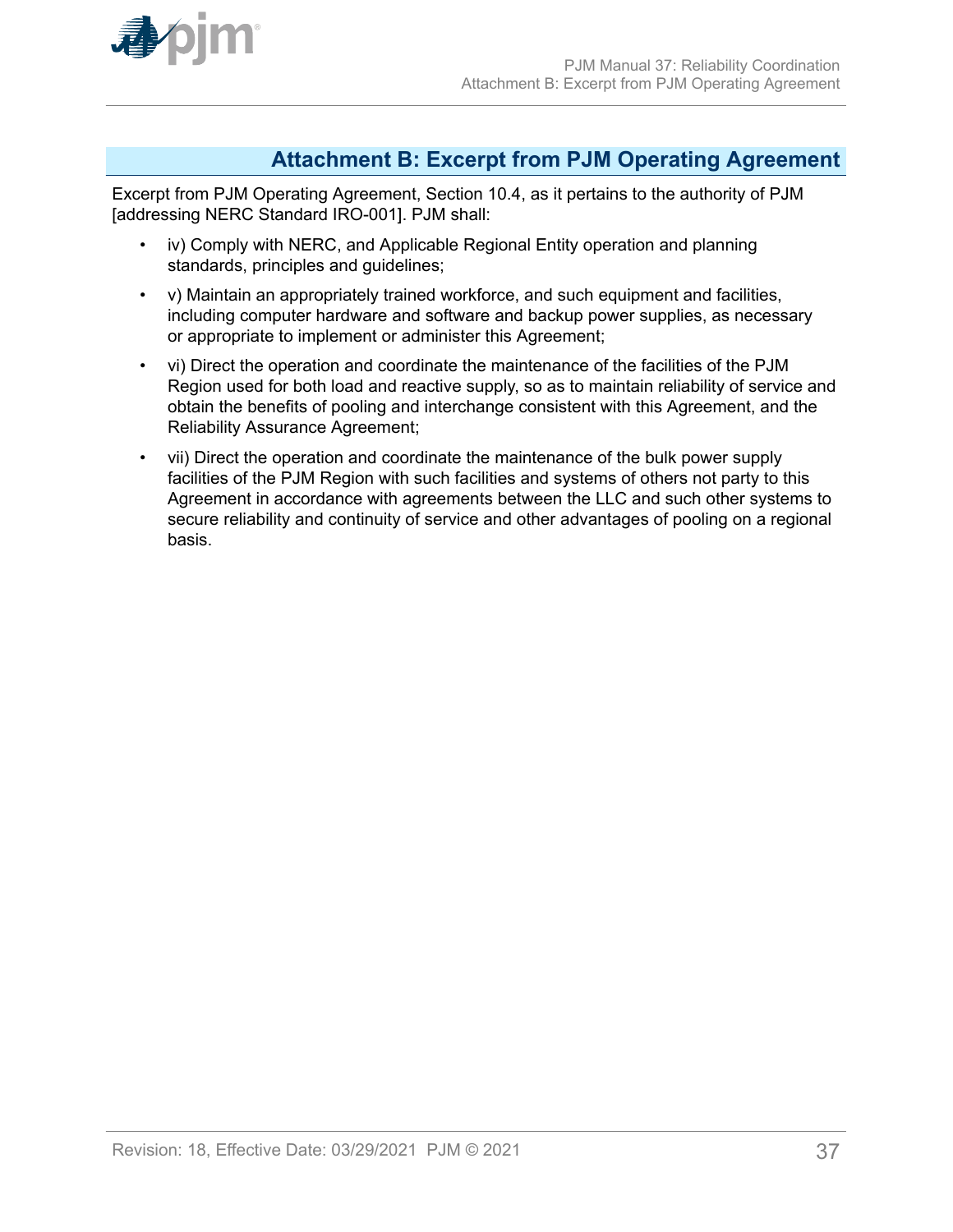# Attachment B: Excerpt from PJM Operating Agreement

Excerpt from PJM Operating Agreement, Section 10.4, as it pertains to the authority of PJM [addressing NERC Standard IRO-001]. PJM shall:

- iv) Comply with NERC, and Applicable Regional Entity operation and planning standards, principles and guidelines;
- v) Maintain an appropriately trained workforce, and such equipment and facilities, including computer hardware and software and backup power supplies, as necessary or appropriate to implement or administer this Agreement;
- vi) Direct the operation and coordinate the maintenance of the facilities of the PJM Region used for both load and reactive supply, so as to maintain reliability of service and obtain the benefits of pooling and interchange consistent with this Agreement, and the Reliability Assurance Agreement;
- vii) Direct the operation and coordinate the maintenance of the bulk power supply facilities of the PJM Region with such facilities and systems of others not party to this Agreement in accordance with agreements between the LLC and such other systems to secure reliability and continuity of service and other advantages of pooling on a regional basis.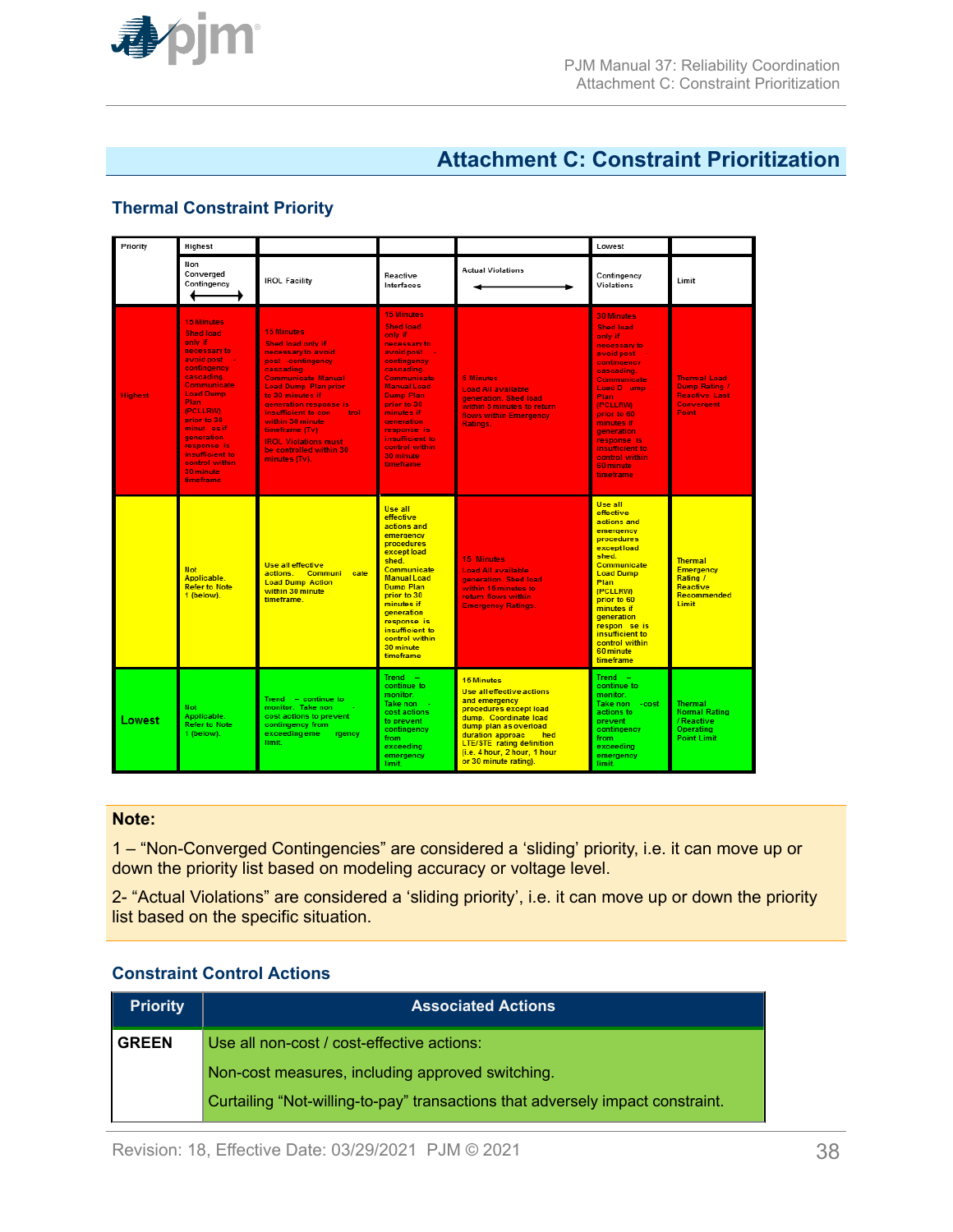# Attachment C: Constraint Prioritization

## Thermal Constraint Priority

| Priority | Highest | | | | Lowest | |
|---|---|---|---|---|---|---|
| | Non Converged Contingency ⟵⟶ | IROL Facility | Reactive Interfaces | Actual Violations ⟵⟶ | Contingency Violations | Limit |
| Highest | 15 Minutes Shed load only if necessary to avoid post - contingency cascading. Communicate Load Dump Plan (PCLLRW) prior to 30 minut as if generation response is insufficient to control within 30 minute timeframe | 15 Minutes Shed load only if necessary to avoid post contingency cascading. Communicate Manual Load Dump Plan prior to 30 minutes if generation response is insufficient to con trol within 30 minute timeframe (Tv). IROL Violations must be controlled within 30 minutes (Tv). | 15 Minutes Shed load only if necessary to avoid post - contingency cascading. Communicate Manual Load Dump Plan prior to 30 minutes if generation response is insufficient to control within 30 minute timeframe | 5 Minutes Load All available generation. Shed load within 5 minutes to return flows within Emergency Ratings. | 30 Minutes Shed load only if necessary to avoid post contingency cascading. Communicate Load D ump Plan (PCLLRW) prior to 60 minutes if generation response is insufficient to control within 60 minute timeframe | Thermal Load Dump Rating / Reactive Last Convergent Point |
| | Not Applicable. Refer to Note 1 (below). | Use all effective actions. Communi cate Load Dump Action within 30 minute timeframe. | Use all effective actions and emergency procedures except load shed. Communicate Manual Load Dump Plan prior to 30 minutes if generation response is insufficient to control within 30 minute timeframe | 15 Minutes Load All available generation. Shed load within 15 minutes to return flows within Emergency Ratings. | Use all effective actions and emergency procedures except load shed. Communicate Load Dump Plan (PCLLRW) prior to 60 minutes if generation respon se is insufficient to control within 60 minute timeframe | Thermal Emergency Rating / Reactive Recommended Limit |
| Lowest | Not Applicable. Refer to Note 1 (below). | Trend – continue to monitor. Take non - cost actions to prevent contingency from exceeding eme rgency limit. | Trend – continue to monitor. Take non - cost actions to prevent contingency from exceeding emergency limit. | 15 Minutes Use all effective actions and emergency procedures except load dump. Coordinate load dump plan as overload return approac hed LTE/STE rating definition (i.e. 4 hour, 2 hour, 1 hour or 30 minute rating). | Trend – continue to monitor. Take non -cost actions to prevent contingency from exceeding emergency limit | Thermal Normal Rating / Reactive Operating Point Limit |

**Note:**

1 – "Non-Converged Contingencies" are considered a 'sliding' priority, i.e. it can move up or down the priority list based on modeling accuracy or voltage level.

2- "Actual Violations" are considered a 'sliding priority', i.e. it can move up or down the priority list based on the specific situation.

## Constraint Control Actions

| Priority | Associated Actions |
|---|---|
| GREEN | Use all non-cost / cost-effective actions: |
| | Non-cost measures, including approved switching. |
| | Curtailing "Not-willing-to-pay" transactions that adversely impact constraint. |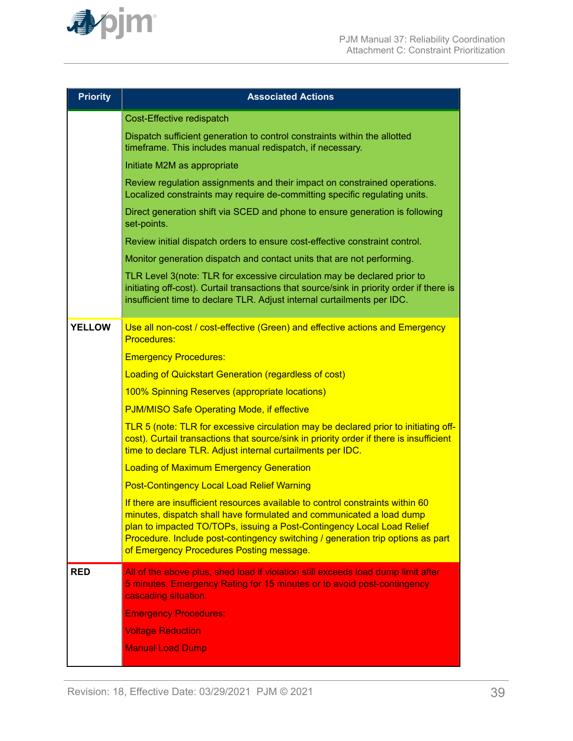| Priority | Associated Actions |
|---|---|
| | Cost-Effective redispatch<br><br>Dispatch sufficient generation to control constraints within the allotted timeframe. This includes manual redispatch, if necessary.<br><br>Initiate M2M as appropriate<br><br>Review regulation assignments and their impact on constrained operations. Localized constraints may require de-committing specific regulating units.<br><br>Direct generation shift via SCED and phone to ensure generation is following set-points.<br><br>Review initial dispatch orders to ensure cost-effective constraint control.<br><br>Monitor generation dispatch and contact units that are not performing.<br><br>TLR Level 3(note: TLR for excessive circulation may be declared prior to initiating off-cost). Curtail transactions that source/sink in priority order if there is insufficient time to declare TLR. Adjust internal curtailments per IDC. |
| **YELLOW** | Use all non-cost / cost-effective (Green) and effective actions and Emergency Procedures:<br><br>Emergency Procedures:<br><br>Loading of Quickstart Generation (regardless of cost)<br><br>100% Spinning Reserves (appropriate locations)<br><br>PJM/MISO Safe Operating Mode, if effective<br><br>TLR 5 (note: TLR for excessive circulation may be declared prior to initiating off-cost). Curtail transactions that source/sink in priority order if there is insufficient time to declare TLR. Adjust internal curtailments per IDC.<br><br>Loading of Maximum Emergency Generation<br><br>Post-Contingency Local Load Relief Warning<br><br>If there are insufficient resources available to control constraints within 60 minutes, dispatch shall have formulated and communicated a load dump plan to impacted TO/TOPs, issuing a Post-Contingency Local Load Relief Procedure. Include post-contingency switching / generation trip options as part of Emergency Procedures Posting message. |
| **RED** | All of the above plus, shed load if violation still exceeds load dump limit after 5 minutes, Emergency Rating for 15 minutes or to avoid post-contingency cascading situation.<br><br>Emergency Procedures:<br><br>Voltage Reduction<br><br>Manual Load Dump |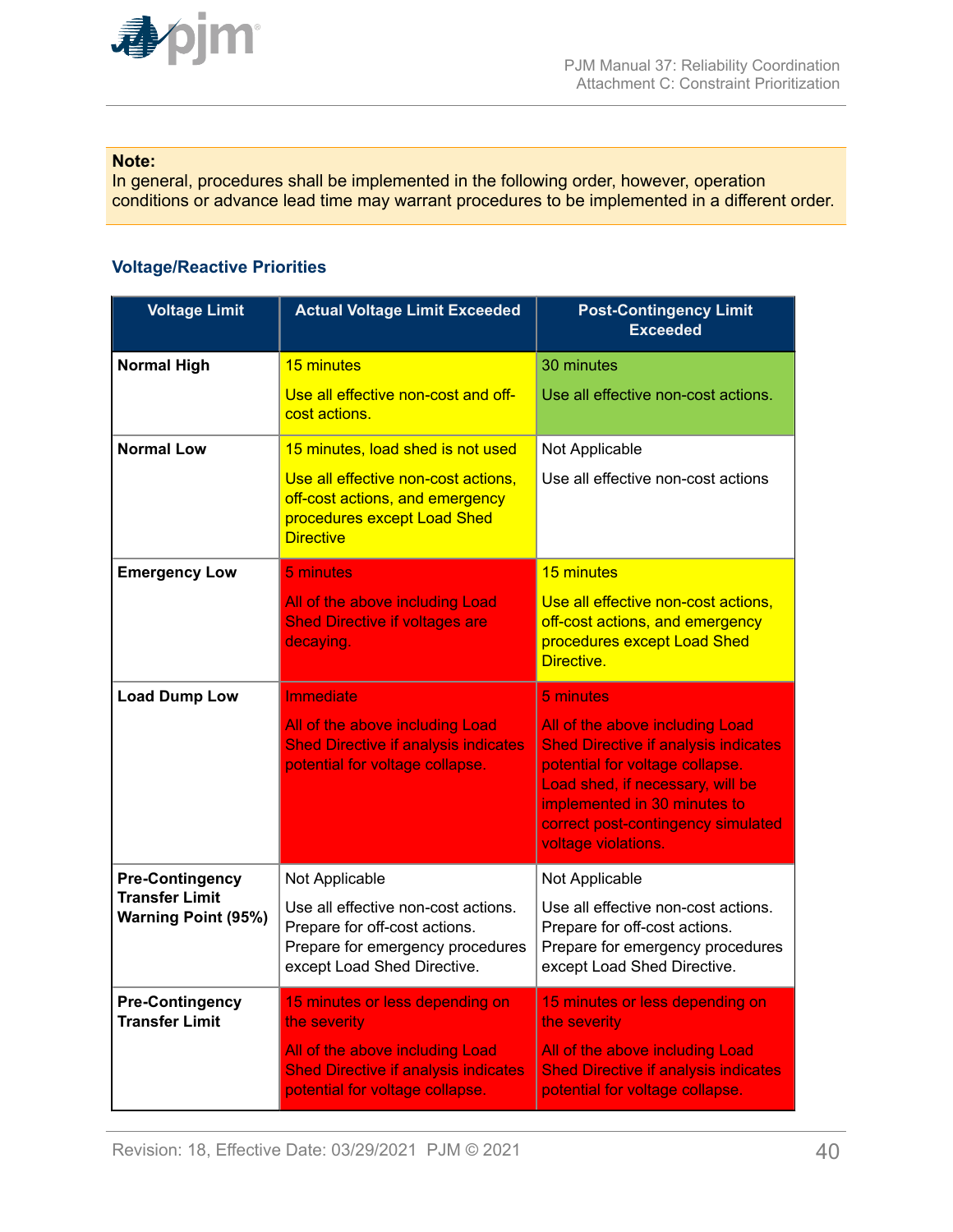**Note:**
In general, procedures shall be implemented in the following order, however, operation conditions or advance lead time may warrant procedures to be implemented in a different order.

### Voltage/Reactive Priorities

| Voltage Limit | Actual Voltage Limit Exceeded | Post-Contingency Limit Exceeded |
|---|---|---|
| **Normal High** | 15 minutes<br><br>Use all effective non-cost and off-cost actions. | 30 minutes<br><br>Use all effective non-cost actions. |
| **Normal Low** | 15 minutes, load shed is not used<br><br>Use all effective non-cost actions, off-cost actions, and emergency procedures except Load Shed Directive | Not Applicable<br><br>Use all effective non-cost actions |
| **Emergency Low** | 5 minutes<br><br>All of the above including Load Shed Directive if voltages are decaying. | 15 minutes<br><br>Use all effective non-cost actions, off-cost actions, and emergency procedures except Load Shed Directive. |
| **Load Dump Low** | Immediate<br><br>All of the above including Load Shed Directive if analysis indicates potential for voltage collapse. | 5 minutes<br><br>All of the above including Load Shed Directive if analysis indicates potential for voltage collapse. Load shed, if necessary, will be implemented in 30 minutes to correct post-contingency simulated voltage violations. |
| **Pre-Contingency Transfer Limit Warning Point (95%)** | Not Applicable<br><br>Use all effective non-cost actions. Prepare for off-cost actions. Prepare for emergency procedures except Load Shed Directive. | Not Applicable<br><br>Use all effective non-cost actions. Prepare for off-cost actions. Prepare for emergency procedures except Load Shed Directive. |
| **Pre-Contingency Transfer Limit** | 15 minutes or less depending on the severity<br><br>All of the above including Load Shed Directive if analysis indicates potential for voltage collapse. | 15 minutes or less depending on the severity<br><br>All of the above including Load Shed Directive if analysis indicates potential for voltage collapse. |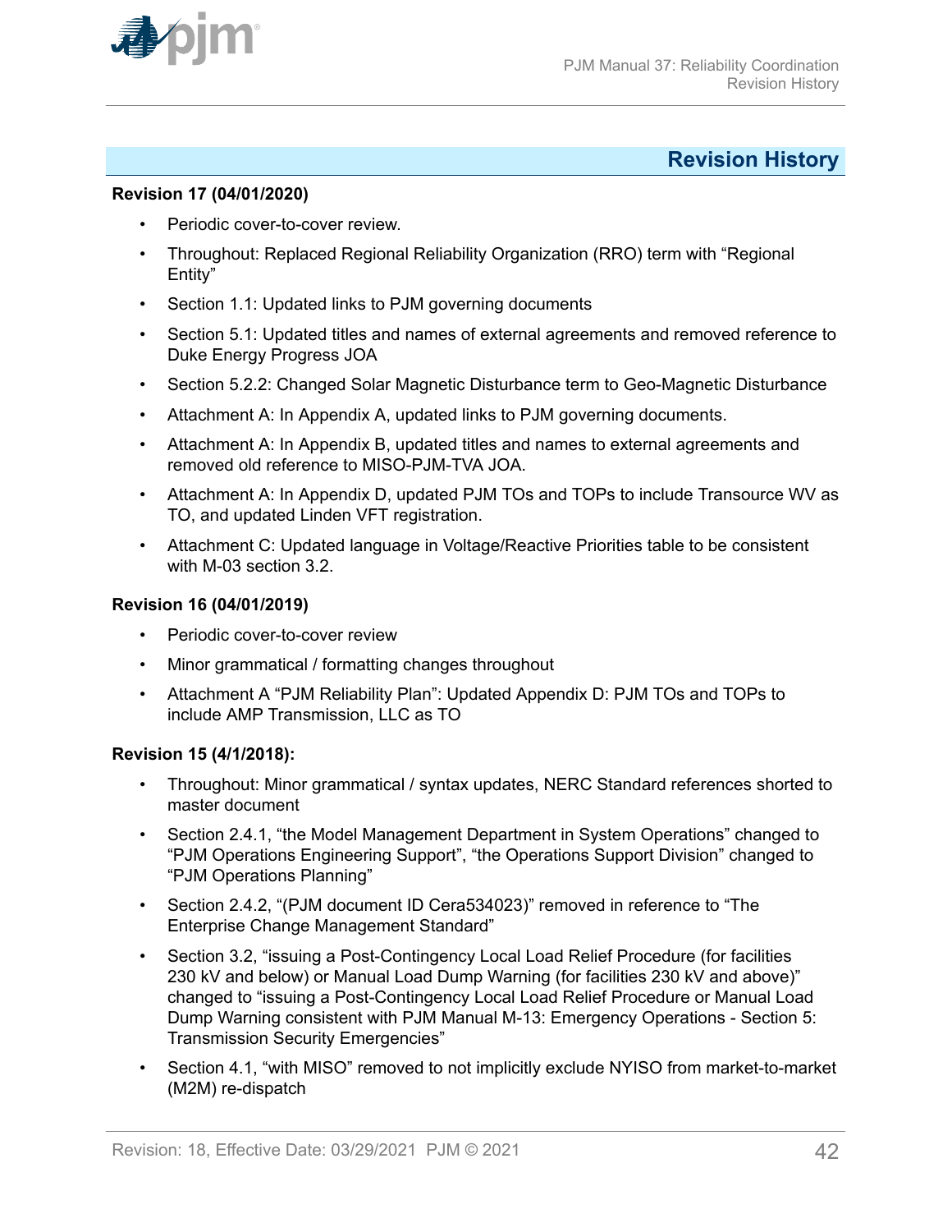## Revision History

**Revision 17 (04/01/2020)**

- Periodic cover-to-cover review.
- Throughout: Replaced Regional Reliability Organization (RRO) term with "Regional Entity"
- Section 1.1: Updated links to PJM governing documents
- Section 5.1: Updated titles and names of external agreements and removed reference to Duke Energy Progress JOA
- Section 5.2.2: Changed Solar Magnetic Disturbance term to Geo-Magnetic Disturbance
- Attachment A: In Appendix A, updated links to PJM governing documents.
- Attachment A: In Appendix B, updated titles and names to external agreements and removed old reference to MISO-PJM-TVA JOA.
- Attachment A: In Appendix D, updated PJM TOs and TOPs to include Transource WV as TO, and updated Linden VFT registration.
- Attachment C: Updated language in Voltage/Reactive Priorities table to be consistent with M-03 section 3.2.

**Revision 16 (04/01/2019)**

- Periodic cover-to-cover review
- Minor grammatical / formatting changes throughout
- Attachment A "PJM Reliability Plan": Updated Appendix D: PJM TOs and TOPs to include AMP Transmission, LLC as TO

**Revision 15 (4/1/2018):**

- Throughout: Minor grammatical / syntax updates, NERC Standard references shorted to master document
- Section 2.4.1, "the Model Management Department in System Operations" changed to "PJM Operations Engineering Support", "the Operations Support Division" changed to "PJM Operations Planning"
- Section 2.4.2, "(PJM document ID Cera534023)" removed in reference to "The Enterprise Change Management Standard"
- Section 3.2, "issuing a Post-Contingency Local Load Relief Procedure (for facilities 230 kV and below) or Manual Load Dump Warning (for facilities 230 kV and above)" changed to "issuing a Post-Contingency Local Load Relief Procedure or Manual Load Dump Warning consistent with PJM Manual M-13: Emergency Operations - Section 5: Transmission Security Emergencies"
- Section 4.1, "with MISO" removed to not implicitly exclude NYISO from market-to-market (M2M) re-dispatch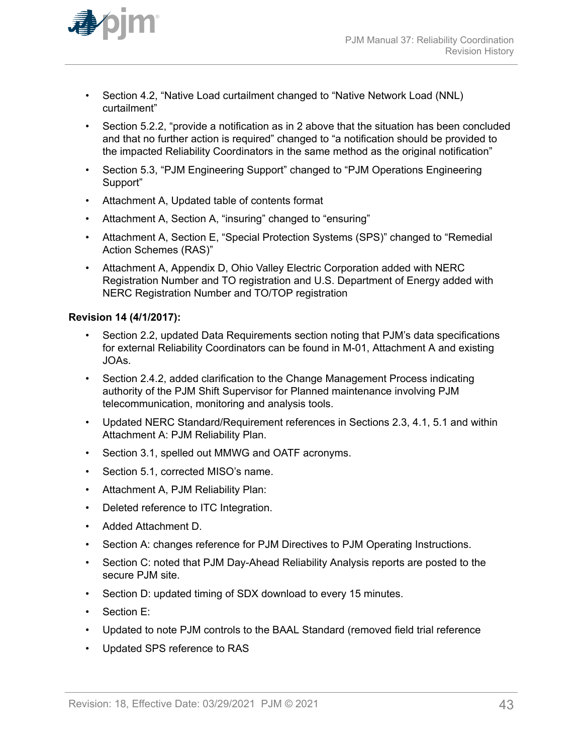- Section 4.2, "Native Load curtailment changed to "Native Network Load (NNL) curtailment"
- Section 5.2.2, "provide a notification as in 2 above that the situation has been concluded and that no further action is required" changed to "a notification should be provided to the impacted Reliability Coordinators in the same method as the original notification"
- Section 5.3, "PJM Engineering Support" changed to "PJM Operations Engineering Support"
- Attachment A, Updated table of contents format
- Attachment A, Section A, "insuring" changed to "ensuring"
- Attachment A, Section E, "Special Protection Systems (SPS)" changed to "Remedial Action Schemes (RAS)"
- Attachment A, Appendix D, Ohio Valley Electric Corporation added with NERC Registration Number and TO registration and U.S. Department of Energy added with NERC Registration Number and TO/TOP registration

**Revision 14 (4/1/2017):**

- Section 2.2, updated Data Requirements section noting that PJM's data specifications for external Reliability Coordinators can be found in M-01, Attachment A and existing JOAs.
- Section 2.4.2, added clarification to the Change Management Process indicating authority of the PJM Shift Supervisor for Planned maintenance involving PJM telecommunication, monitoring and analysis tools.
- Updated NERC Standard/Requirement references in Sections 2.3, 4.1, 5.1 and within Attachment A: PJM Reliability Plan.
- Section 3.1, spelled out MMWG and OATF acronyms.
- Section 5.1, corrected MISO's name.
- Attachment A, PJM Reliability Plan:
- Deleted reference to ITC Integration.
- Added Attachment D.
- Section A: changes reference for PJM Directives to PJM Operating Instructions.
- Section C: noted that PJM Day-Ahead Reliability Analysis reports are posted to the secure PJM site.
- Section D: updated timing of SDX download to every 15 minutes.
- Section E:
- Updated to note PJM controls to the BAAL Standard (removed field trial reference
- Updated SPS reference to RAS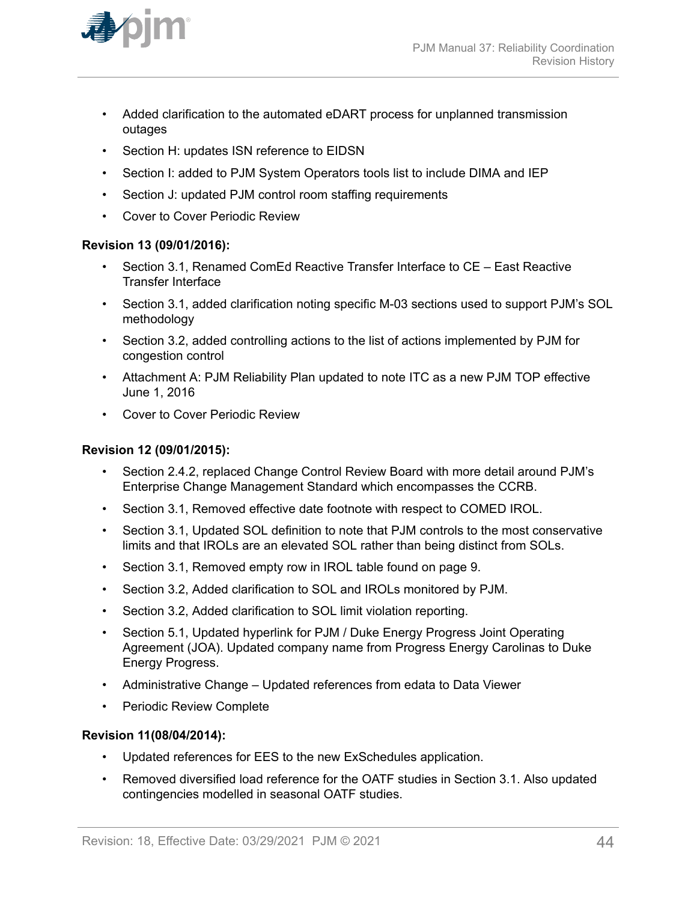- Added clarification to the automated eDART process for unplanned transmission outages
- Section H: updates ISN reference to EIDSN
- Section I: added to PJM System Operators tools list to include DIMA and IEP
- Section J: updated PJM control room staffing requirements
- Cover to Cover Periodic Review

**Revision 13 (09/01/2016):**

- Section 3.1, Renamed ComEd Reactive Transfer Interface to CE – East Reactive Transfer Interface
- Section 3.1, added clarification noting specific M-03 sections used to support PJM's SOL methodology
- Section 3.2, added controlling actions to the list of actions implemented by PJM for congestion control
- Attachment A: PJM Reliability Plan updated to note ITC as a new PJM TOP effective June 1, 2016
- Cover to Cover Periodic Review

**Revision 12 (09/01/2015):**

- Section 2.4.2, replaced Change Control Review Board with more detail around PJM's Enterprise Change Management Standard which encompasses the CCRB.
- Section 3.1, Removed effective date footnote with respect to COMED IROL.
- Section 3.1, Updated SOL definition to note that PJM controls to the most conservative limits and that IROLs are an elevated SOL rather than being distinct from SOLs.
- Section 3.1, Removed empty row in IROL table found on page 9.
- Section 3.2, Added clarification to SOL and IROLs monitored by PJM.
- Section 3.2, Added clarification to SOL limit violation reporting.
- Section 5.1, Updated hyperlink for PJM / Duke Energy Progress Joint Operating Agreement (JOA). Updated company name from Progress Energy Carolinas to Duke Energy Progress.
- Administrative Change – Updated references from edata to Data Viewer
- Periodic Review Complete

**Revision 11(08/04/2014):**

- Updated references for EES to the new ExSchedules application.
- Removed diversified load reference for the OATF studies in Section 3.1. Also updated contingencies modelled in seasonal OATF studies.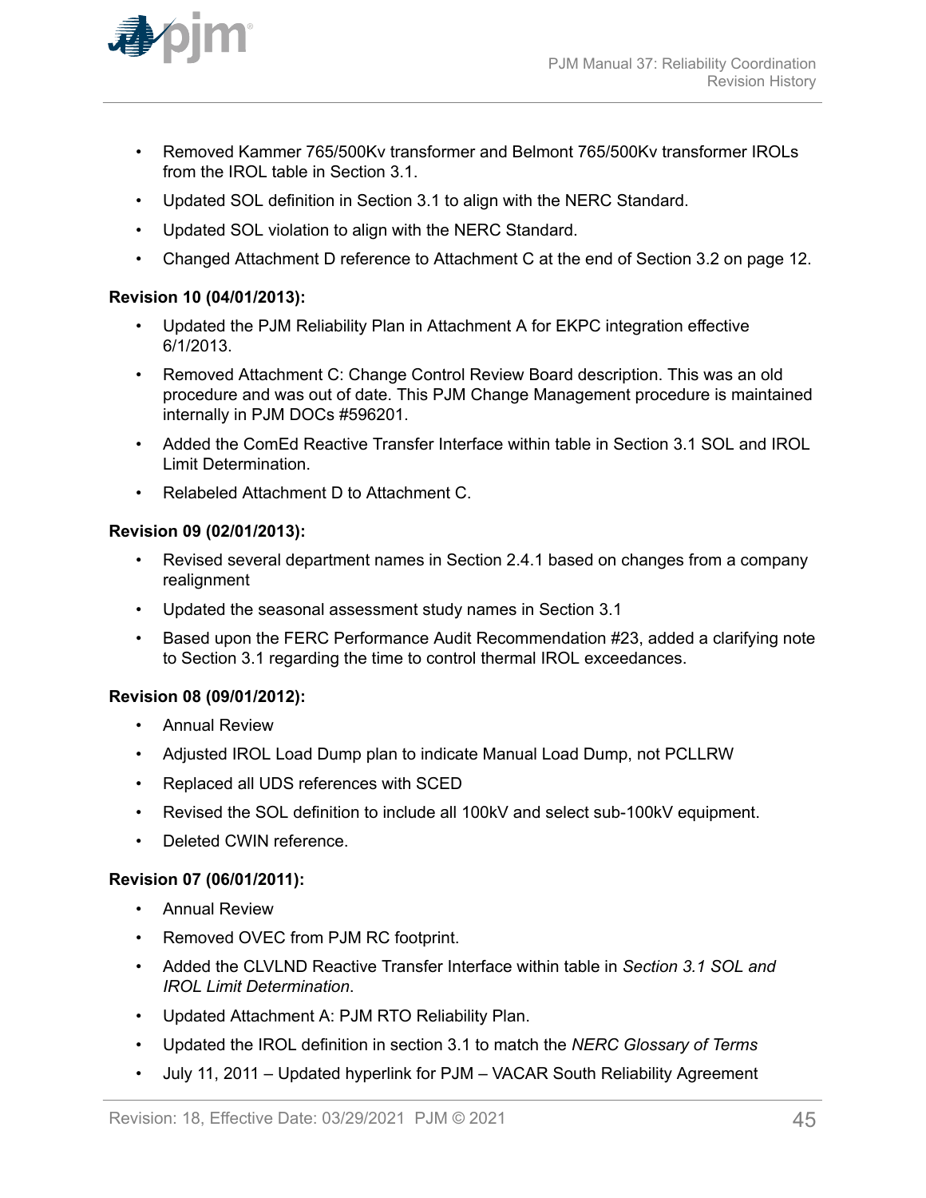- Removed Kammer 765/500Kv transformer and Belmont 765/500Kv transformer IROLs from the IROL table in Section 3.1.
- Updated SOL definition in Section 3.1 to align with the NERC Standard.
- Updated SOL violation to align with the NERC Standard.
- Changed Attachment D reference to Attachment C at the end of Section 3.2 on page 12.

**Revision 10 (04/01/2013):**

- Updated the PJM Reliability Plan in Attachment A for EKPC integration effective 6/1/2013.
- Removed Attachment C: Change Control Review Board description. This was an old procedure and was out of date. This PJM Change Management procedure is maintained internally in PJM DOCs #596201.
- Added the ComEd Reactive Transfer Interface within table in Section 3.1 SOL and IROL Limit Determination.
- Relabeled Attachment D to Attachment C.

**Revision 09 (02/01/2013):**

- Revised several department names in Section 2.4.1 based on changes from a company realignment
- Updated the seasonal assessment study names in Section 3.1
- Based upon the FERC Performance Audit Recommendation #23, added a clarifying note to Section 3.1 regarding the time to control thermal IROL exceedances.

**Revision 08 (09/01/2012):**

- Annual Review
- Adjusted IROL Load Dump plan to indicate Manual Load Dump, not PCLLRW
- Replaced all UDS references with SCED
- Revised the SOL definition to include all 100kV and select sub-100kV equipment.
- Deleted CWIN reference.

**Revision 07 (06/01/2011):**

- Annual Review
- Removed OVEC from PJM RC footprint.
- Added the CLVLND Reactive Transfer Interface within table in *Section 3.1 SOL and IROL Limit Determination*.
- Updated Attachment A: PJM RTO Reliability Plan.
- Updated the IROL definition in section 3.1 to match the *NERC Glossary of Terms*
- July 11, 2011 – Updated hyperlink for PJM – VACAR South Reliability Agreement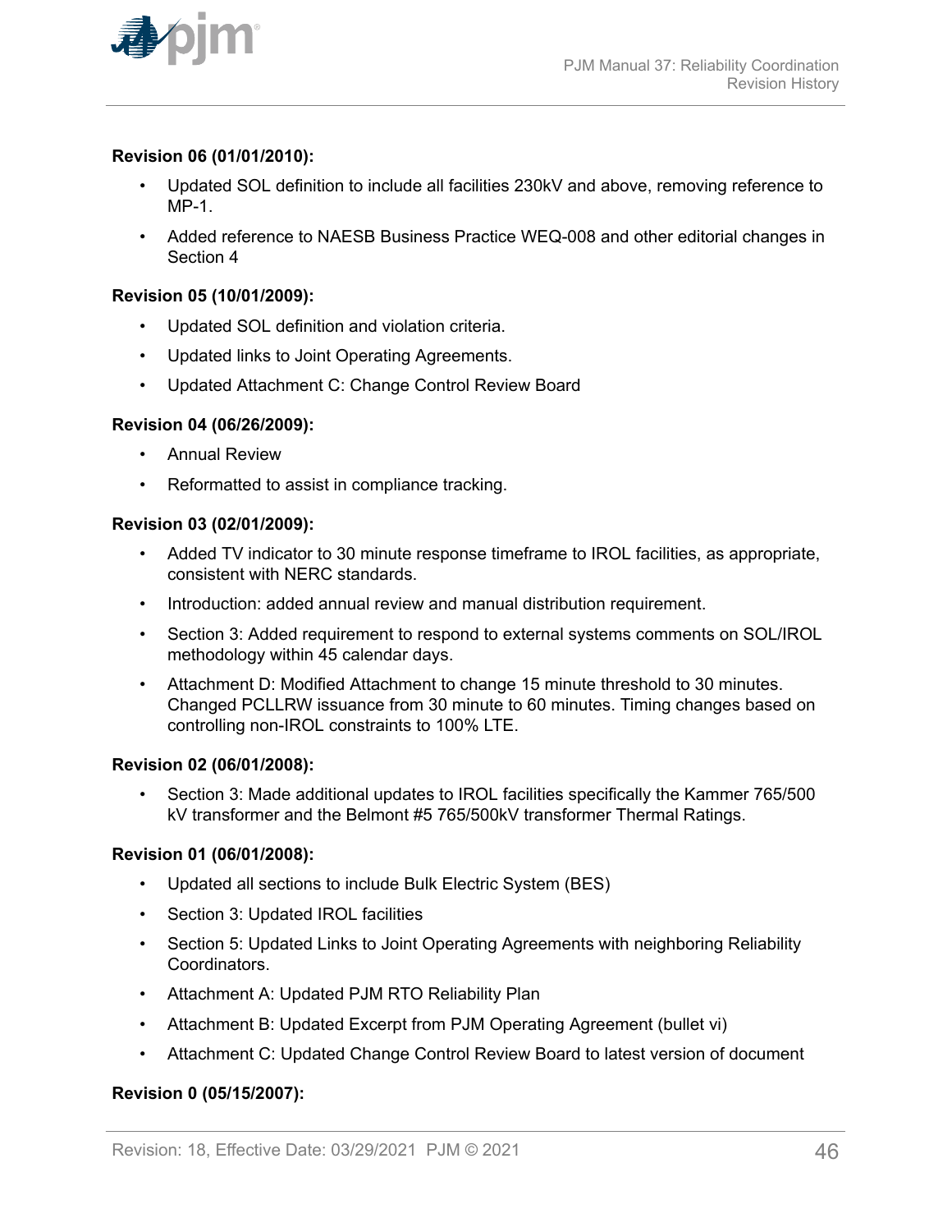**Revision 06 (01/01/2010):**

- Updated SOL definition to include all facilities 230kV and above, removing reference to MP-1.
- Added reference to NAESB Business Practice WEQ-008 and other editorial changes in Section 4

**Revision 05 (10/01/2009):**

- Updated SOL definition and violation criteria.
- Updated links to Joint Operating Agreements.
- Updated Attachment C: Change Control Review Board

**Revision 04 (06/26/2009):**

- Annual Review
- Reformatted to assist in compliance tracking.

**Revision 03 (02/01/2009):**

- Added TV indicator to 30 minute response timeframe to IROL facilities, as appropriate, consistent with NERC standards.
- Introduction: added annual review and manual distribution requirement.
- Section 3: Added requirement to respond to external systems comments on SOL/IROL methodology within 45 calendar days.
- Attachment D: Modified Attachment to change 15 minute threshold to 30 minutes. Changed PCLLRW issuance from 30 minute to 60 minutes. Timing changes based on controlling non-IROL constraints to 100% LTE.

**Revision 02 (06/01/2008):**

- Section 3: Made additional updates to IROL facilities specifically the Kammer 765/500 kV transformer and the Belmont #5 765/500kV transformer Thermal Ratings.

**Revision 01 (06/01/2008):**

- Updated all sections to include Bulk Electric System (BES)
- Section 3: Updated IROL facilities
- Section 5: Updated Links to Joint Operating Agreements with neighboring Reliability Coordinators.
- Attachment A: Updated PJM RTO Reliability Plan
- Attachment B: Updated Excerpt from PJM Operating Agreement (bullet vi)
- Attachment C: Updated Change Control Review Board to latest version of document

**Revision 0 (05/15/2007):**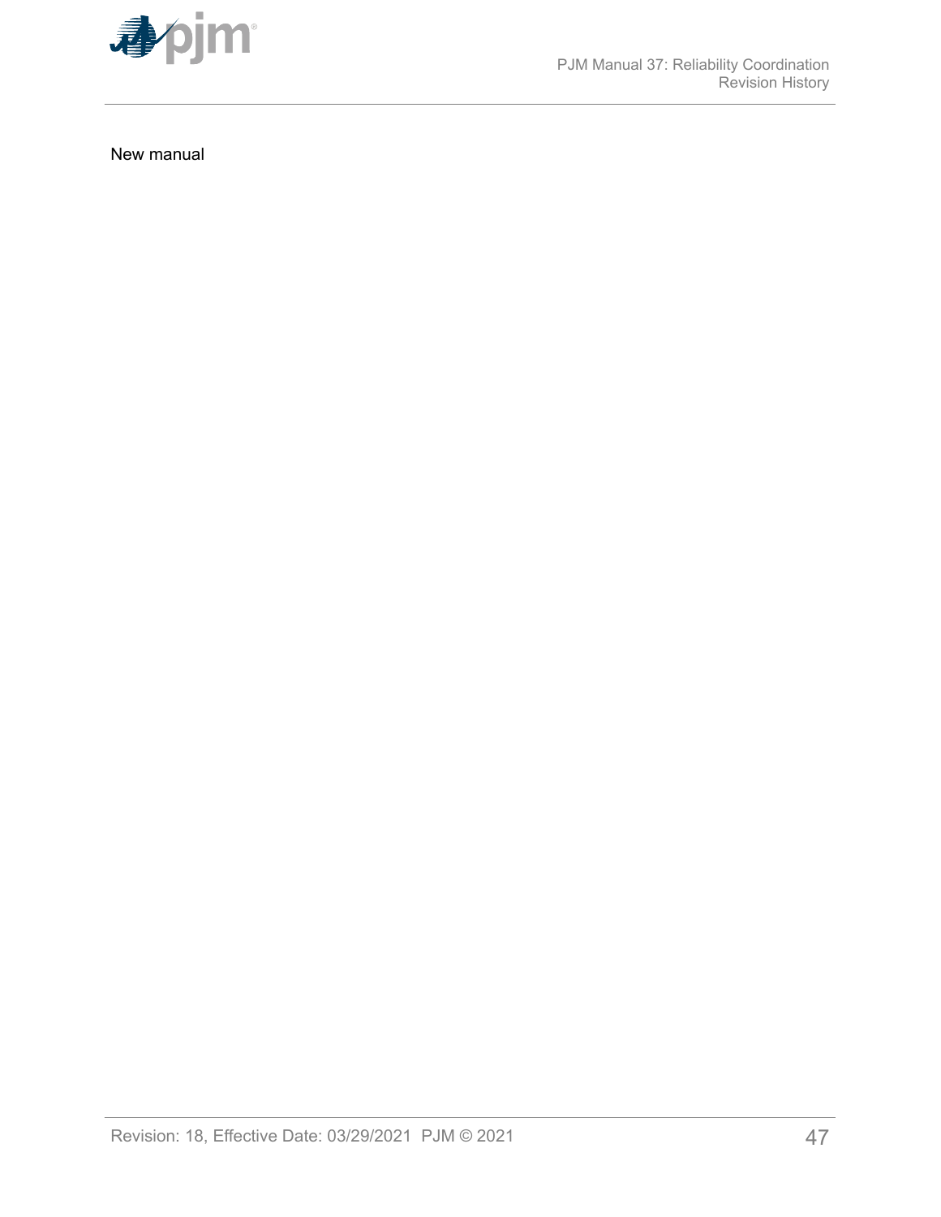New manual